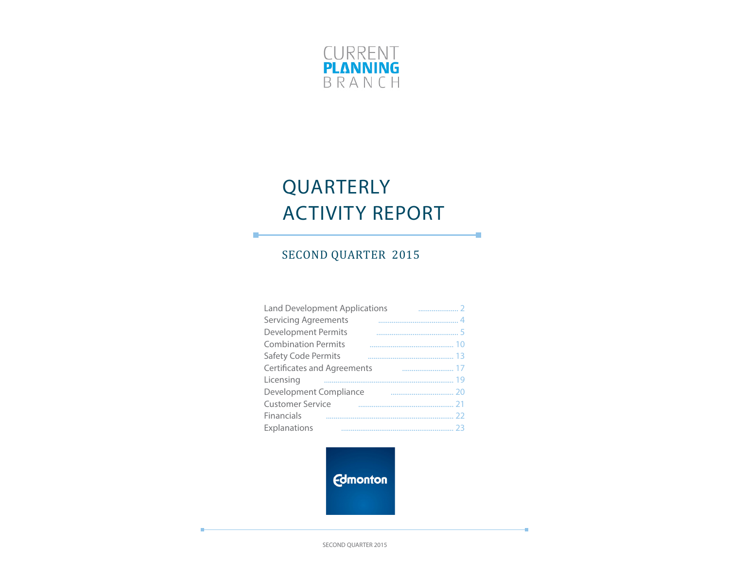CURRENT
**PLANNING**
BRANCH

# QUARTERLY ACTIVITY REPORT

## SECOND QUARTER 2015

| | |
|---|---|
| Land Development Applications | 2 |
| Servicing Agreements | 4 |
| Development Permits | 5 |
| Combination Permits | 10 |
| Safety Code Permits | 13 |
| Certificates and Agreements | 17 |
| Licensing | 19 |
| Development Compliance | 20 |
| Customer Service | 21 |
| Financials | 22 |
| Explanations | 23 |

Edmonton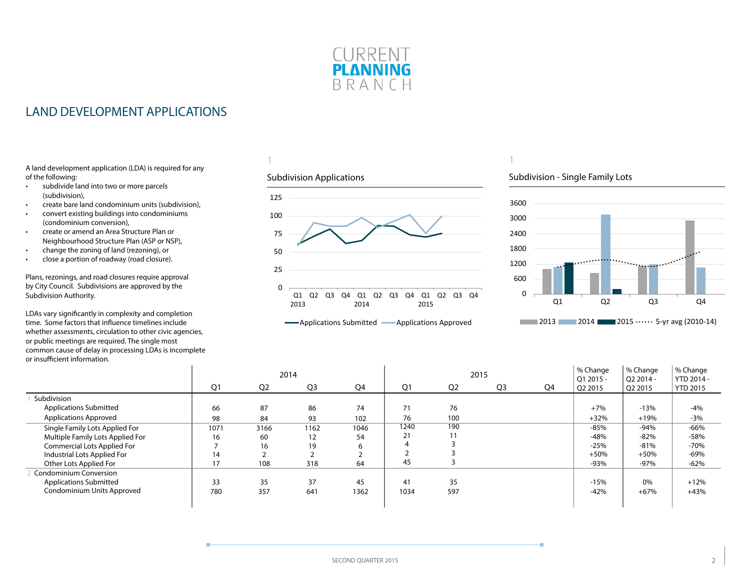# LAND DEVELOPMENT APPLICATIONS

A land development application (LDA) is required for any of the following:

- subdivide land into two or more parcels (subdivision),
- create bare land condominium units (subdivision),
- convert existing buildings into condominiums (condominium conversion),
- create or amend an Area Structure Plan or Neighbourhood Structure Plan (ASP or NSP),
- change the zoning of land (rezoning), or
- close a portion of roadway (road closure).

Plans, rezonings, and road closures require approval by City Council. Subdivisions are approved by the Subdivision Authority.

LDAs vary significantly in complexity and completion time. Some factors that influence timelines include whether assessments, circulation to other civic agencies, or public meetings are required. The single most common cause of delay in processing LDAs is incomplete or insufficient information.

1

Subdivision Applications

1

Subdivision - Single Family Lots

| | 2014 Q1 | 2014 Q2 | 2014 Q3 | 2014 Q4 | 2015 Q1 | 2015 Q2 | 2015 Q3 | 2015 Q4 | % Change Q1 2015 - Q2 2015 | % Change Q2 2014 - Q2 2015 | % Change YTD 2014 - YTD 2015 |
|---|---|---|---|---|---|---|---|---|---|---|---|
| 1 Subdivision | | | | | | | | | | | |
| Applications Submitted | 66 | 87 | 86 | 74 | 71 | 76 | | | +7% | -13% | -4% |
| Applications Approved | 98 | 84 | 93 | 102 | 76 | 100 | | | +32% | +19% | -3% |
| Single Family Lots Applied For | 1071 | 3166 | 1162 | 1046 | 1240 | 190 | | | -85% | -94% | -66% |
| Multiple Family Lots Applied For | 16 | 60 | 12 | 54 | 21 | 11 | | | -48% | -82% | -58% |
| Commercial Lots Applied For | 7 | 16 | 19 | 6 | 4 | 3 | | | -25% | -81% | -70% |
| Industrial Lots Applied For | 14 | 2 | 2 | 2 | 2 | 3 | | | +50% | +50% | -69% |
| Other Lots Applied For | 17 | 108 | 318 | 64 | 45 | 3 | | | -93% | -97% | -62% |
| 2 Condominium Conversion | | | | | | | | | | | |
| Applications Submitted | 33 | 35 | 37 | 45 | 41 | 35 | | | -15% | 0% | +12% |
| Condominium Units Approved | 780 | 357 | 641 | 1362 | 1034 | 597 | | | -42% | +67% | +43% |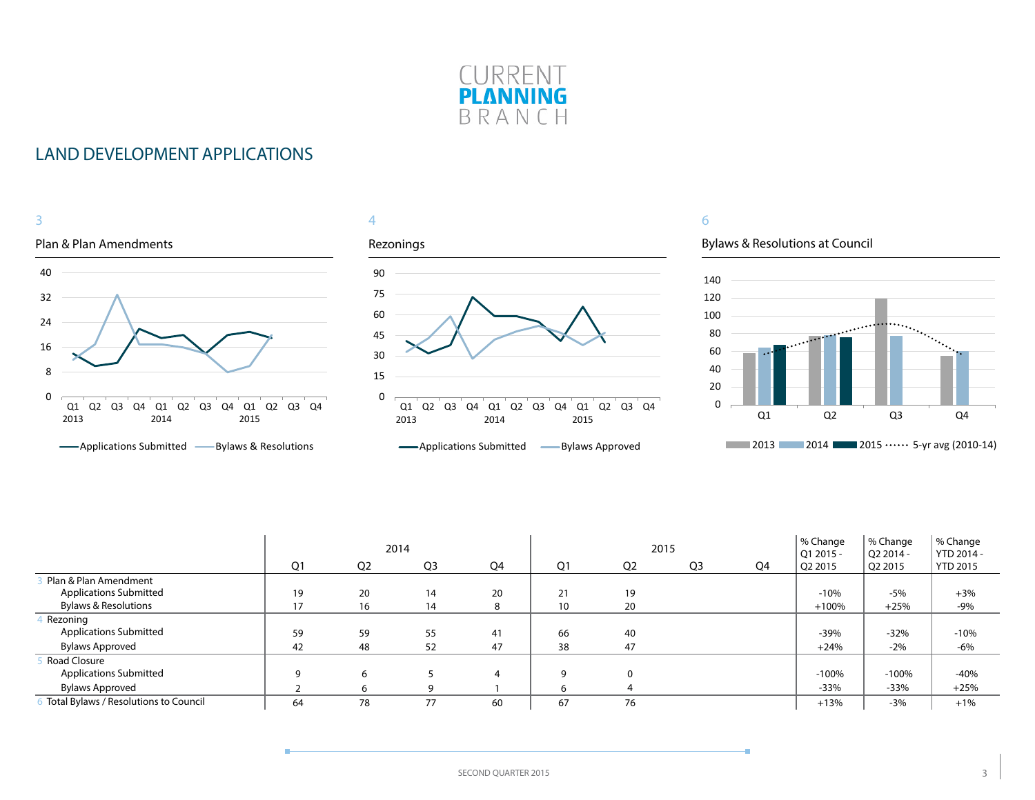CURRENT **PLANNING** BRANCH

# LAND DEVELOPMENT APPLICATIONS

3

### Plan & Plan Amendments

4

### Rezonings

6

### Bylaws & Resolutions at Council

| | 2014 | | | | 2015 | | | | % Change Q1 2015 - Q2 2015 | % Change Q2 2014 - Q2 2015 | % Change YTD 2014 - YTD 2015 |
|---|---|---|---|---|---|---|---|---|---|---|---|
| | Q1 | Q2 | Q3 | Q4 | Q1 | Q2 | Q3 | Q4 | | | |
| 3 Plan & Plan Amendment | | | | | | | | | | | |
| Applications Submitted | 19 | 20 | 14 | 20 | 21 | 19 | | | -10% | -5% | +3% |
| Bylaws & Resolutions | 17 | 16 | 14 | 8 | 10 | 20 | | | +100% | +25% | -9% |
| 4 Rezoning | | | | | | | | | | | |
| Applications Submitted | 59 | 59 | 55 | 41 | 66 | 40 | | | -39% | -32% | -10% |
| Bylaws Approved | 42 | 48 | 52 | 47 | 38 | 47 | | | +24% | -2% | -6% |
| 5 Road Closure | | | | | | | | | | | |
| Applications Submitted | 9 | 6 | 5 | 4 | 9 | 0 | | | -100% | -100% | -40% |
| Bylaws Approved | 2 | 6 | 9 | 1 | 6 | 4 | | | -33% | -33% | +25% |
| 6 Total Bylaws / Resolutions to Council | 64 | 78 | 77 | 60 | 67 | 76 | | | +13% | -3% | +1% |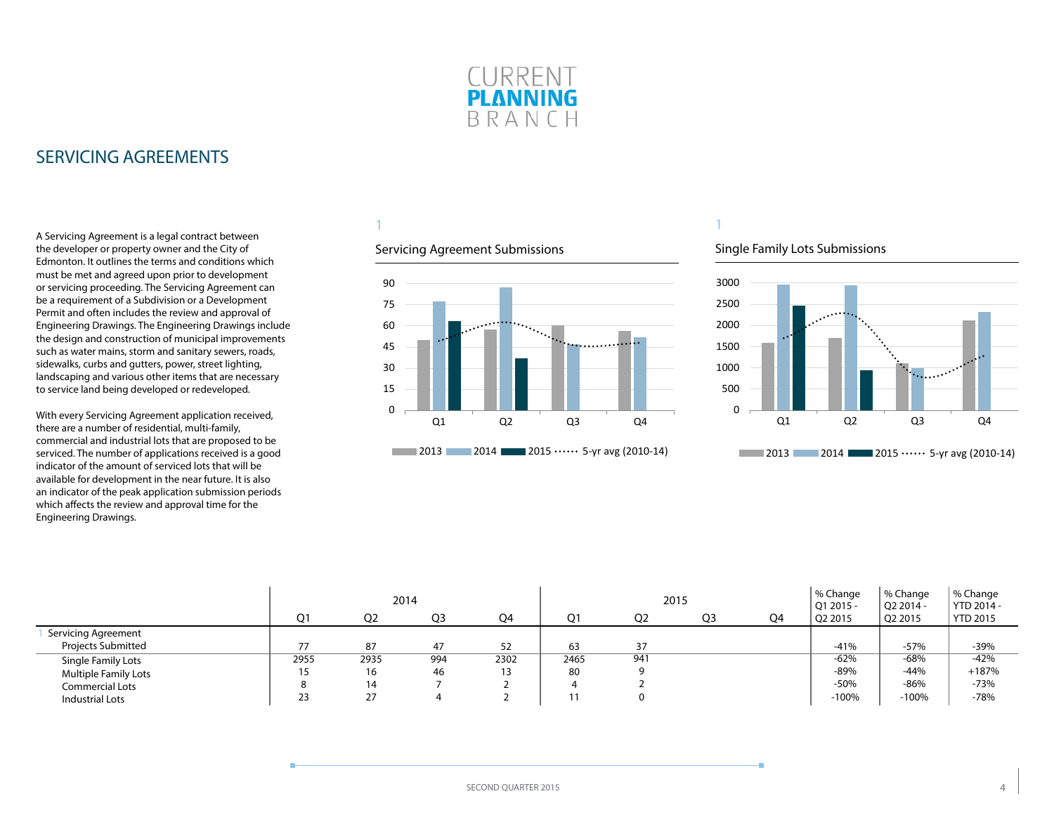CURRENT
**PLANNING**
BRANCH

## SERVICING AGREEMENTS

A Servicing Agreement is a legal contract between the developer or property owner and the City of Edmonton. It outlines the terms and conditions which must be met and agreed upon prior to development or servicing proceeding. The Servicing Agreement can be a requirement of a Subdivision or a Development Permit and often includes the review and approval of Engineering Drawings. The Engineering Drawings include the design and construction of municipal improvements such as water mains, storm and sanitary sewers, roads, sidewalks, curbs and gutters, power, street lighting, landscaping and various other items that are necessary to service land being developed or redeveloped.

With every Servicing Agreement application received, there are a number of residential, multi-family, commercial and industrial lots that are proposed to be serviced. The number of applications received is a good indicator of the amount of serviced lots that will be available for development in the near future. It is also an indicator of the peak application submission periods which affects the review and approval time for the Engineering Drawings.

1

### Servicing Agreement Submissions

1

### Single Family Lots Submissions

| | 2014 Q1 | 2014 Q2 | 2014 Q3 | 2014 Q4 | 2015 Q1 | 2015 Q2 | 2015 Q3 | 2015 Q4 | % Change Q1 2015 - Q2 2015 | % Change Q2 2014 - Q2 2015 | % Change YTD 2014 - YTD 2015 |
|---|---|---|---|---|---|---|---|---|---|---|---|
| 1 Servicing Agreement Projects Submitted | 77 | 87 | 47 | 52 | 63 | 37 | | | -41% | -57% | -39% |
| Single Family Lots | 2955 | 2935 | 994 | 2302 | 2465 | 941 | | | -62% | -68% | -42% |
| Multiple Family Lots | 15 | 16 | 46 | 13 | 80 | 9 | | | -89% | -44% | +187% |
| Commercial Lots | 8 | 14 | 7 | 2 | 4 | 2 | | | -50% | -86% | -73% |
| Industrial Lots | 23 | 27 | 4 | 2 | 11 | 0 | | | -100% | -100% | -78% |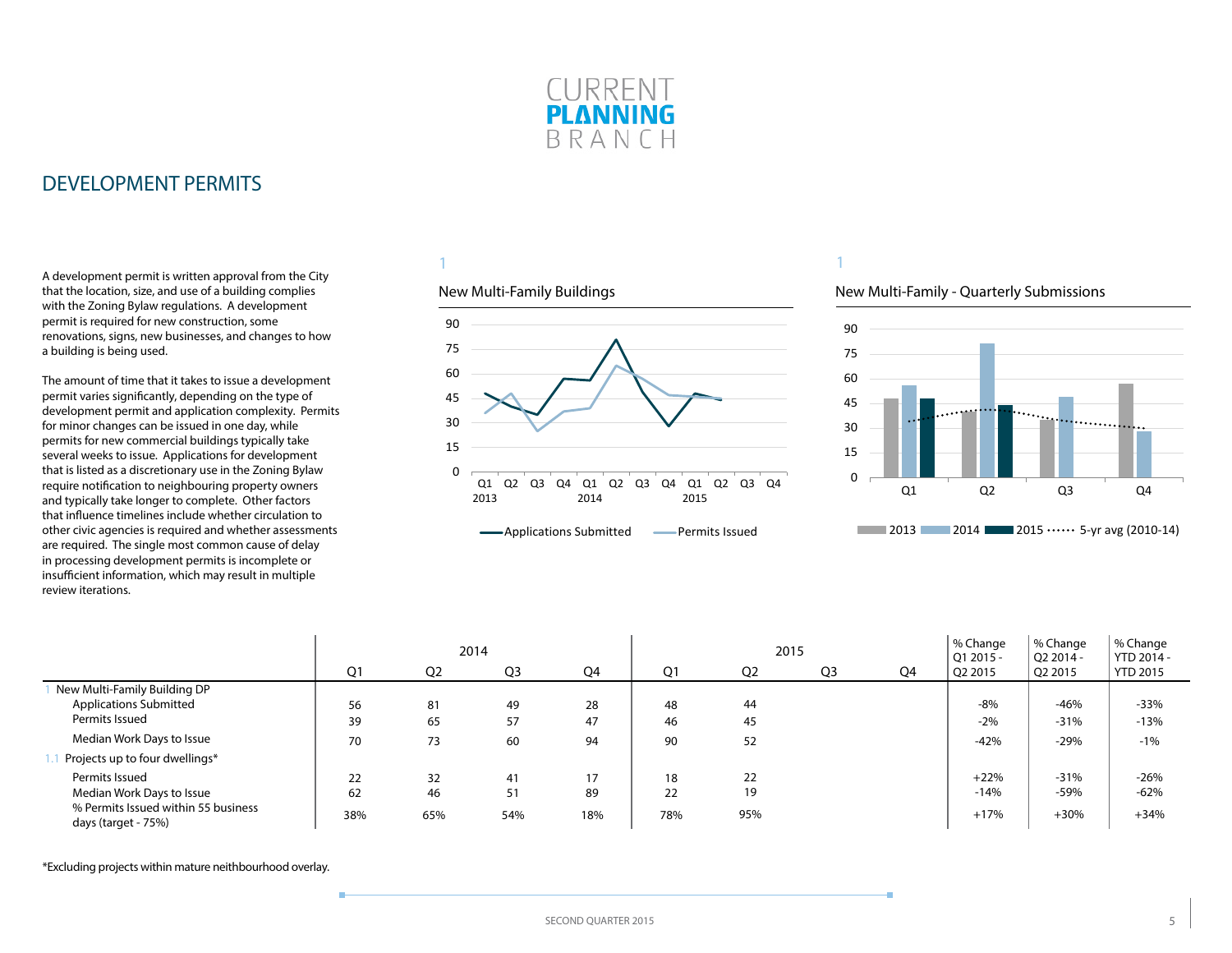## DEVELOPMENT PERMITS

A development permit is written approval from the City that the location, size, and use of a building complies with the Zoning Bylaw regulations. A development permit is required for new construction, some renovations, signs, new businesses, and changes to how a building is being used.

The amount of time that it takes to issue a development permit varies significantly, depending on the type of development permit and application complexity. Permits for minor changes can be issued in one day, while permits for new commercial buildings typically take several weeks to issue. Applications for development that is listed as a discretionary use in the Zoning Bylaw require notification to neighbouring property owners and typically take longer to complete. Other factors that influence timelines include whether circulation to other civic agencies is required and whether assessments are required. The single most common cause of delay in processing development permits is incomplete or insufficient information, which may result in multiple review iterations.

1

New Multi-Family Buildings

1

New Multi-Family - Quarterly Submissions

| | 2014 | | | | 2015 | | | | % Change Q1 2015 - Q2 2015 | % Change Q2 2014 - Q2 2015 | % Change YTD 2014 - YTD 2015 |
|---|---|---|---|---|---|---|---|---|---|---|---|
| | Q1 | Q2 | Q3 | Q4 | Q1 | Q2 | Q3 | Q4 | | | |
| 1 New Multi-Family Building DP | | | | | | | | | | | |
| Applications Submitted | 56 | 81 | 49 | 28 | 48 | 44 | | | -8% | -46% | -33% |
| Permits Issued | 39 | 65 | 57 | 47 | 46 | 45 | | | -2% | -31% | -13% |
| Median Work Days to Issue | 70 | 73 | 60 | 94 | 90 | 52 | | | -42% | -29% | -1% |
| 1.1 Projects up to four dwellings* | | | | | | | | | | | |
| Permits Issued | 22 | 32 | 41 | 17 | 18 | 22 | | | +22% | -31% | -26% |
| Median Work Days to Issue | 62 | 46 | 51 | 89 | 22 | 19 | | | -14% | -59% | -62% |
| % Permits Issued within 55 business days (target - 75%) | 38% | 65% | 54% | 18% | 78% | 95% | | | +17% | +30% | +34% |

*Excluding projects within mature neithbourhood overlay.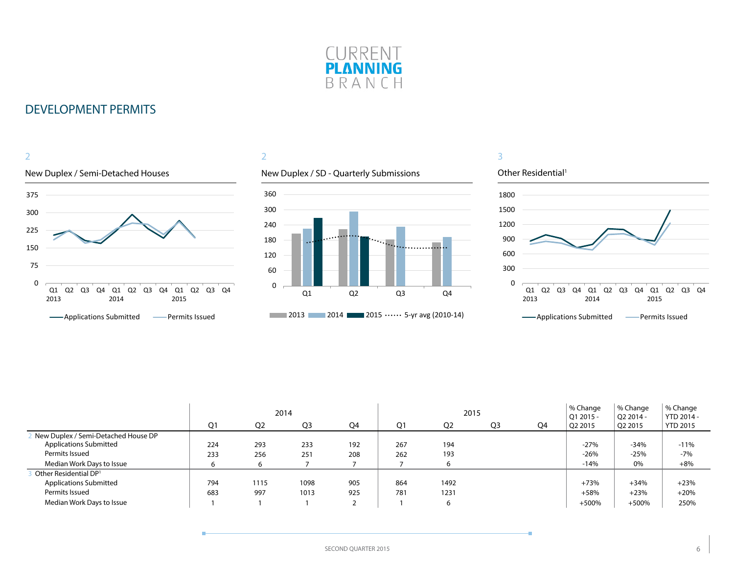# DEVELOPMENT PERMITS

2

New Duplex / Semi-Detached Houses

2

New Duplex / SD - Quarterly Submissions

3

Other Residential[1]

| | 2014 | | | | 2015 | | | | % Change Q1 2015 - Q2 2015 | % Change Q2 2014 - Q2 2015 | % Change YTD 2014 - YTD 2015 |
|---|---|---|---|---|---|---|---|---|---|---|---|
| | Q1 | Q2 | Q3 | Q4 | Q1 | Q2 | Q3 | Q4 | | | |
| 2 New Duplex / Semi-Detached House DP | | | | | | | | | | | |
| Applications Submitted | 224 | 293 | 233 | 192 | 267 | 194 | | | -27% | -34% | -11% |
| Permits Issued | 233 | 256 | 251 | 208 | 262 | 193 | | | -26% | -25% | -7% |
| Median Work Days to Issue | 6 | 6 | 7 | 7 | 7 | 6 | | | -14% | 0% | +8% |
| 3 Other Residential DP[1] | | | | | | | | | | | |
| Applications Submitted | 794 | 1115 | 1098 | 905 | 864 | 1492 | | | +73% | +34% | +23% |
| Permits Issued | 683 | 997 | 1013 | 925 | 781 | 1231 | | | +58% | +23% | +20% |
| Median Work Days to Issue | 1 | 1 | 1 | 2 | 1 | 6 | | | +500% | +500% | 250% |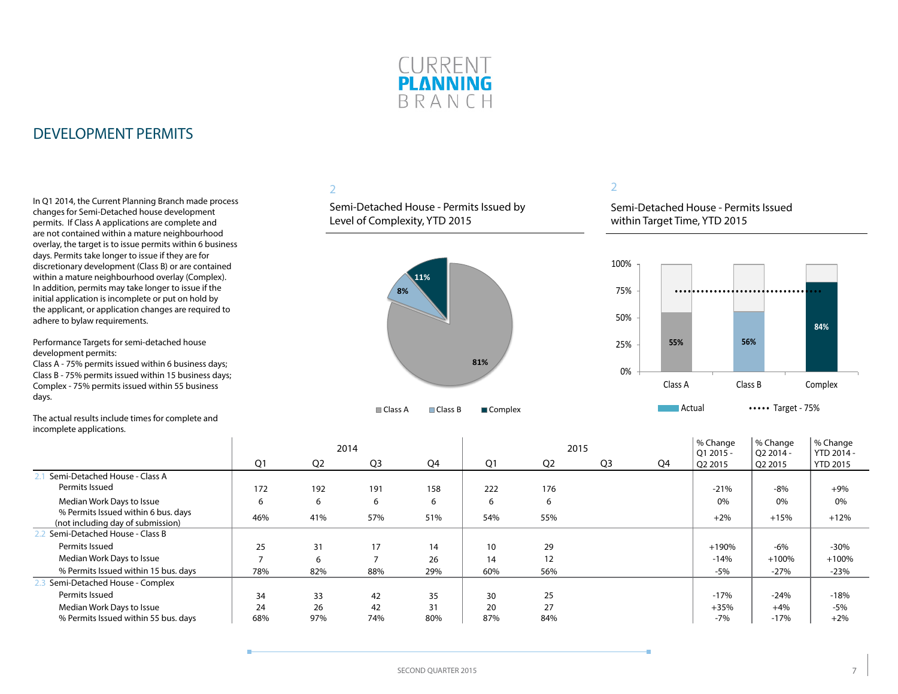CURRENT **PLANNING** BRANCH

# DEVELOPMENT PERMITS

In Q1 2014, the Current Planning Branch made process changes for Semi-Detached house development permits. If Class A applications are complete and are not contained within a mature neighbourhood overlay, the target is to issue permits within 6 business days. Permits take longer to issue if they are for discretionary development (Class B) or are contained within a mature neighbourhood overlay (Complex). In addition, permits may take longer to issue if the initial application is incomplete or put on hold by the applicant, or application changes are required to adhere to bylaw requirements.

Performance Targets for semi-detached house development permits:
Class A - 75% permits issued within 6 business days;
Class B - 75% permits issued within 15 business days;
Complex - 75% permits issued within 55 business days.

The actual results include times for complete and incomplete applications.

2

Semi-Detached House - Permits Issued by Level of Complexity, YTD 2015

| Class | % |
|---|---|
| Class A | 81% |
| Class B | 8% |
| Complex | 11% |

2

Semi-Detached House - Permits Issued within Target Time, YTD 2015

| | Class A | Class B | Complex |
|---|---|---|---|
| Actual | 55% | 56% | 84% |
| Target | 75% | 75% | 75% |

| | 2014 Q1 | 2014 Q2 | 2014 Q3 | 2014 Q4 | 2015 Q1 | 2015 Q2 | 2015 Q3 | 2015 Q4 | % Change Q1 2015 - Q2 2015 | % Change Q2 2014 - Q2 2015 | % Change YTD 2014 - YTD 2015 |
|---|---|---|---|---|---|---|---|---|---|---|---|
| 2.1 Semi-Detached House - Class A | | | | | | | | | | | |
| Permits Issued | 172 | 192 | 191 | 158 | 222 | 176 | | | -21% | -8% | +9% |
| Median Work Days to Issue | 6 | 6 | 6 | 6 | 6 | 6 | | | 0% | 0% | 0% |
| % Permits Issued within 6 bus. days (not including day of submission) | 46% | 41% | 57% | 51% | 54% | 55% | | | +2% | +15% | +12% |
| 2.2 Semi-Detached House - Class B | | | | | | | | | | | |
| Permits Issued | 25 | 31 | 17 | 14 | 10 | 29 | | | +190% | -6% | -30% |
| Median Work Days to Issue | 7 | 6 | 7 | 26 | 14 | 12 | | | -14% | +100% | +100% |
| % Permits Issued within 15 bus. days | 78% | 82% | 88% | 29% | 60% | 56% | | | -5% | -27% | -23% |
| 2.3 Semi-Detached House - Complex | | | | | | | | | | | |
| Permits Issued | 34 | 33 | 42 | 35 | 30 | 25 | | | -17% | -24% | -18% |
| Median Work Days to Issue | 24 | 26 | 42 | 31 | 20 | 27 | | | +35% | +4% | -5% |
| % Permits Issued within 55 bus. days | 68% | 97% | 74% | 80% | 87% | 84% | | | -7% | -17% | +2% |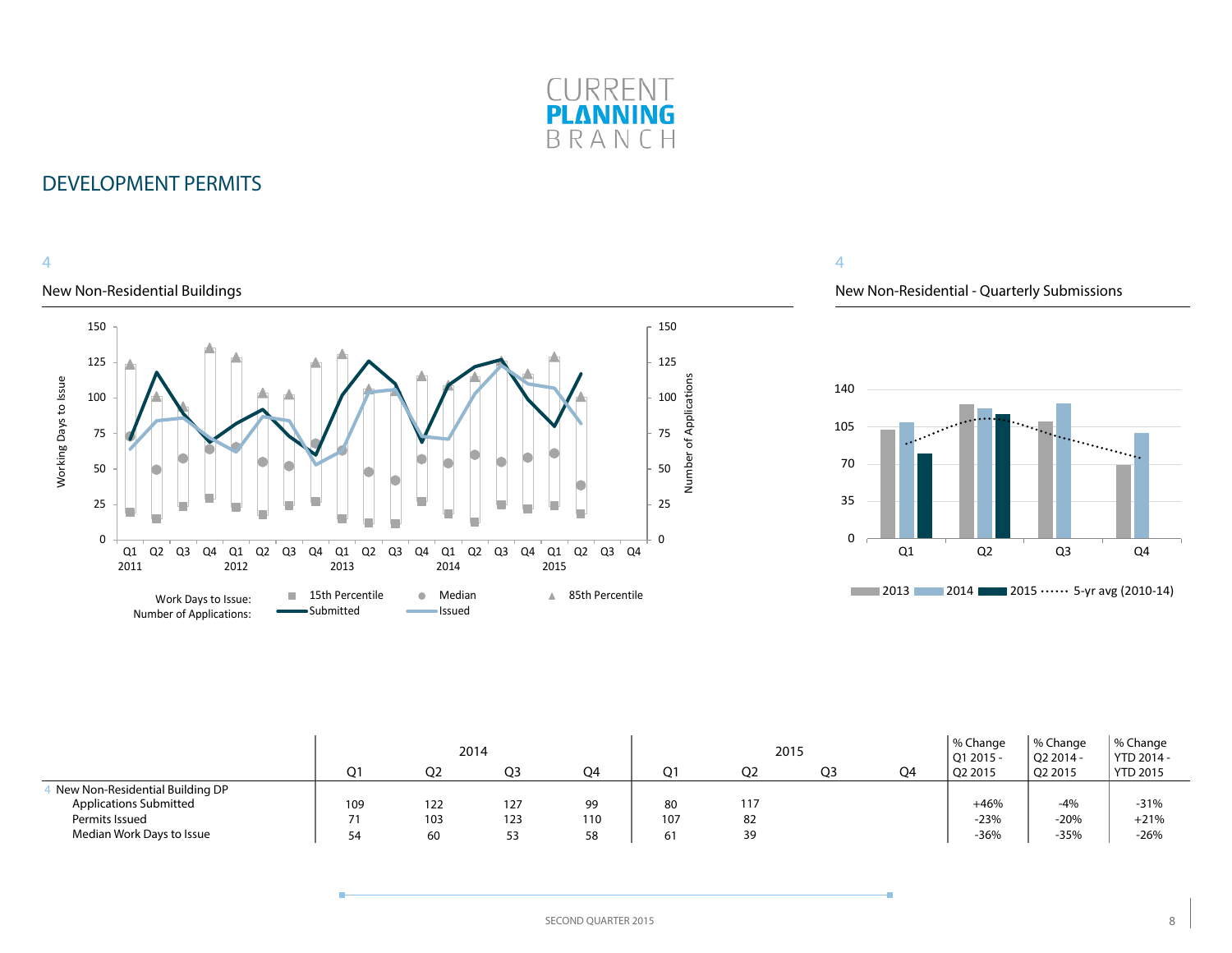# DEVELOPMENT PERMITS

4

## New Non-Residential Buildings

Work Days to Issue: 15th Percentile, Median, 85th Percentile
Number of Applications: Submitted, Issued

4

## New Non-Residential - Quarterly Submissions

2013, 2014, 2015, 5-yr avg (2010-14)

| | 2014 | | | | 2015 | | | | % Change Q1 2015 - Q2 2015 | % Change Q2 2014 - Q2 2015 | % Change YTD 2014 - YTD 2015 |
|---|---|---|---|---|---|---|---|---|---|---|---|
| | Q1 | Q2 | Q3 | Q4 | Q1 | Q2 | Q3 | Q4 | | | |
| 4 New Non-Residential Building DP | | | | | | | | | | | |
| Applications Submitted | 109 | 122 | 127 | 99 | 80 | 117 | | | +46% | -4% | -31% |
| Permits Issued | 71 | 103 | 123 | 110 | 107 | 82 | | | -23% | -20% | +21% |
| Median Work Days to Issue | 54 | 60 | 53 | 58 | 61 | 39 | | | -36% | -35% | -26% |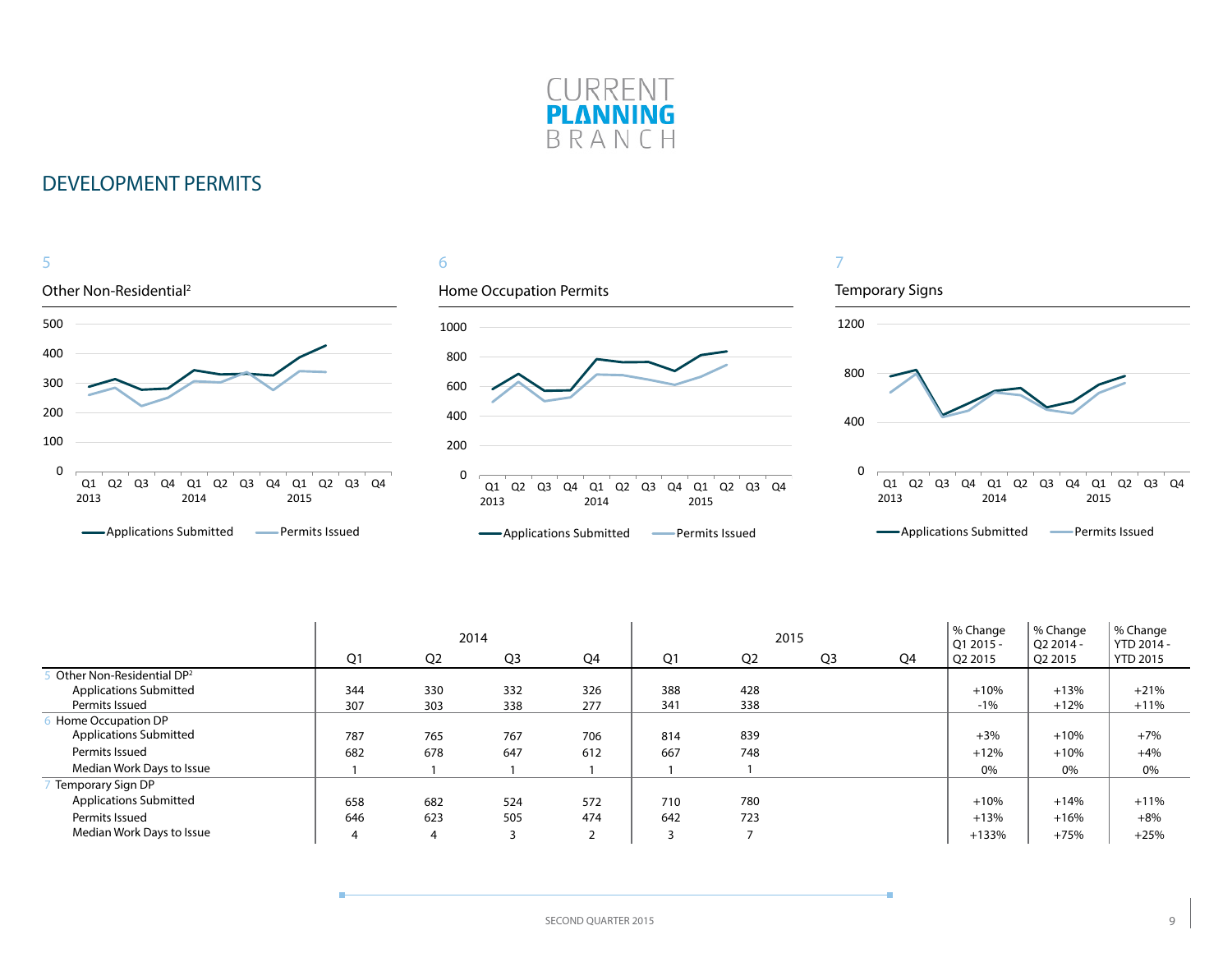CURRENT
**PLANNING**
BRANCH

## DEVELOPMENT PERMITS

5

### Other Non-Residential[2]

Applications Submitted — Permits Issued

6

### Home Occupation Permits

Applications Submitted — Permits Issued

7

### Temporary Signs

Applications Submitted — Permits Issued

| | 2014 | | | | 2015 | | | | % Change Q1 2015 - Q2 2015 | % Change Q2 2014 - Q2 2015 | % Change YTD 2014 - YTD 2015 |
|---|---|---|---|---|---|---|---|---|---|---|---|
| | Q1 | Q2 | Q3 | Q4 | Q1 | Q2 | Q3 | Q4 | | | |
| 5 Other Non-Residential DP[2] | | | | | | | | | | | |
| Applications Submitted | 344 | 330 | 332 | 326 | 388 | 428 | | | +10% | +13% | +21% |
| Permits Issued | 307 | 303 | 338 | 277 | 341 | 338 | | | -1% | +12% | +11% |
| 6 Home Occupation DP | | | | | | | | | | | |
| Applications Submitted | 787 | 765 | 767 | 706 | 814 | 839 | | | +3% | +10% | +7% |
| Permits Issued | 682 | 678 | 647 | 612 | 667 | 748 | | | +12% | +10% | +4% |
| Median Work Days to Issue | 1 | 1 | 1 | 1 | 1 | 1 | | | 0% | 0% | 0% |
| 7 Temporary Sign DP | | | | | | | | | | | |
| Applications Submitted | 658 | 682 | 524 | 572 | 710 | 780 | | | +10% | +14% | +11% |
| Permits Issued | 646 | 623 | 505 | 474 | 642 | 723 | | | +13% | +16% | +8% |
| Median Work Days to Issue | 4 | 4 | 3 | 2 | 3 | 7 | | | +133% | +75% | +25% |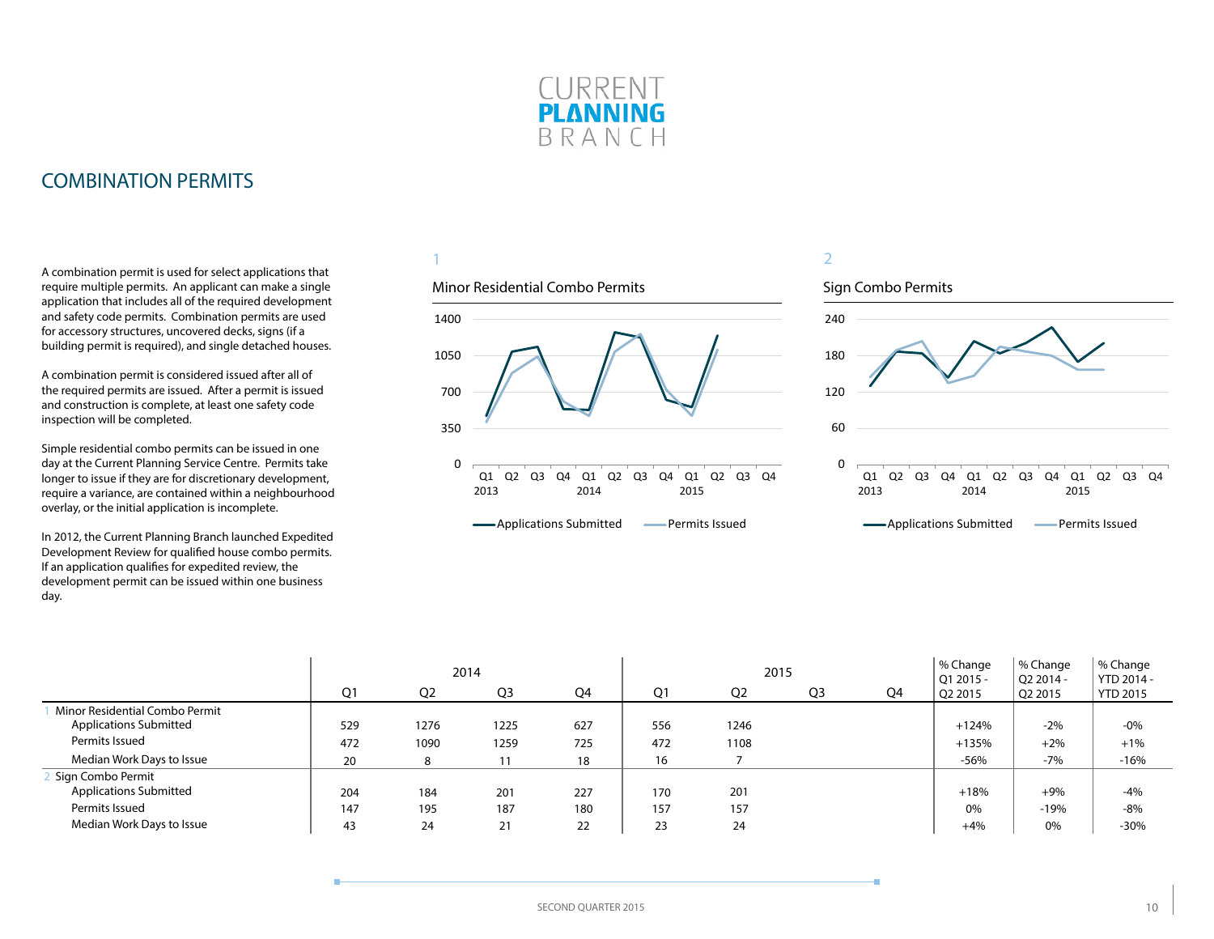# COMBINATION PERMITS

A combination permit is used for select applications that require multiple permits. An applicant can make a single application that includes all of the required development and safety code permits. Combination permits are used for accessory structures, uncovered decks, signs (if a building permit is required), and single detached houses.

A combination permit is considered issued after all of the required permits are issued. After a permit is issued and construction is complete, at least one safety code inspection will be completed.

Simple residential combo permits can be issued in one day at the Current Planning Service Centre. Permits take longer to issue if they are for discretionary development, require a variance, are contained within a neighbourhood overlay, or the initial application is incomplete.

In 2012, the Current Planning Branch launched Expedited Development Review for qualified house combo permits. If an application qualifies for expedited review, the development permit can be issued within one business day.

1

Minor Residential Combo Permits

2

Sign Combo Permits

| | 2014 | | | | 2015 | | | | % Change Q1 2015 - Q2 2015 | % Change Q2 2014 - Q2 2015 | % Change YTD 2014 - YTD 2015 |
|---|---|---|---|---|---|---|---|---|---|---|---|
| | Q1 | Q2 | Q3 | Q4 | Q1 | Q2 | Q3 | Q4 | | | |
| 1 Minor Residential Combo Permit | | | | | | | | | | | |
| Applications Submitted | 529 | 1276 | 1225 | 627 | 556 | 1246 | | | +124% | -2% | -0% |
| Permits Issued | 472 | 1090 | 1259 | 725 | 472 | 1108 | | | +135% | +2% | +1% |
| Median Work Days to Issue | 20 | 8 | 11 | 18 | 16 | 7 | | | -56% | -7% | -16% |
| 2 Sign Combo Permit | | | | | | | | | | | |
| Applications Submitted | 204 | 184 | 201 | 227 | 170 | 201 | | | +18% | +9% | -4% |
| Permits Issued | 147 | 195 | 187 | 180 | 157 | 157 | | | 0% | -19% | -8% |
| Median Work Days to Issue | 43 | 24 | 21 | 22 | 23 | 24 | | | +4% | 0% | -30% |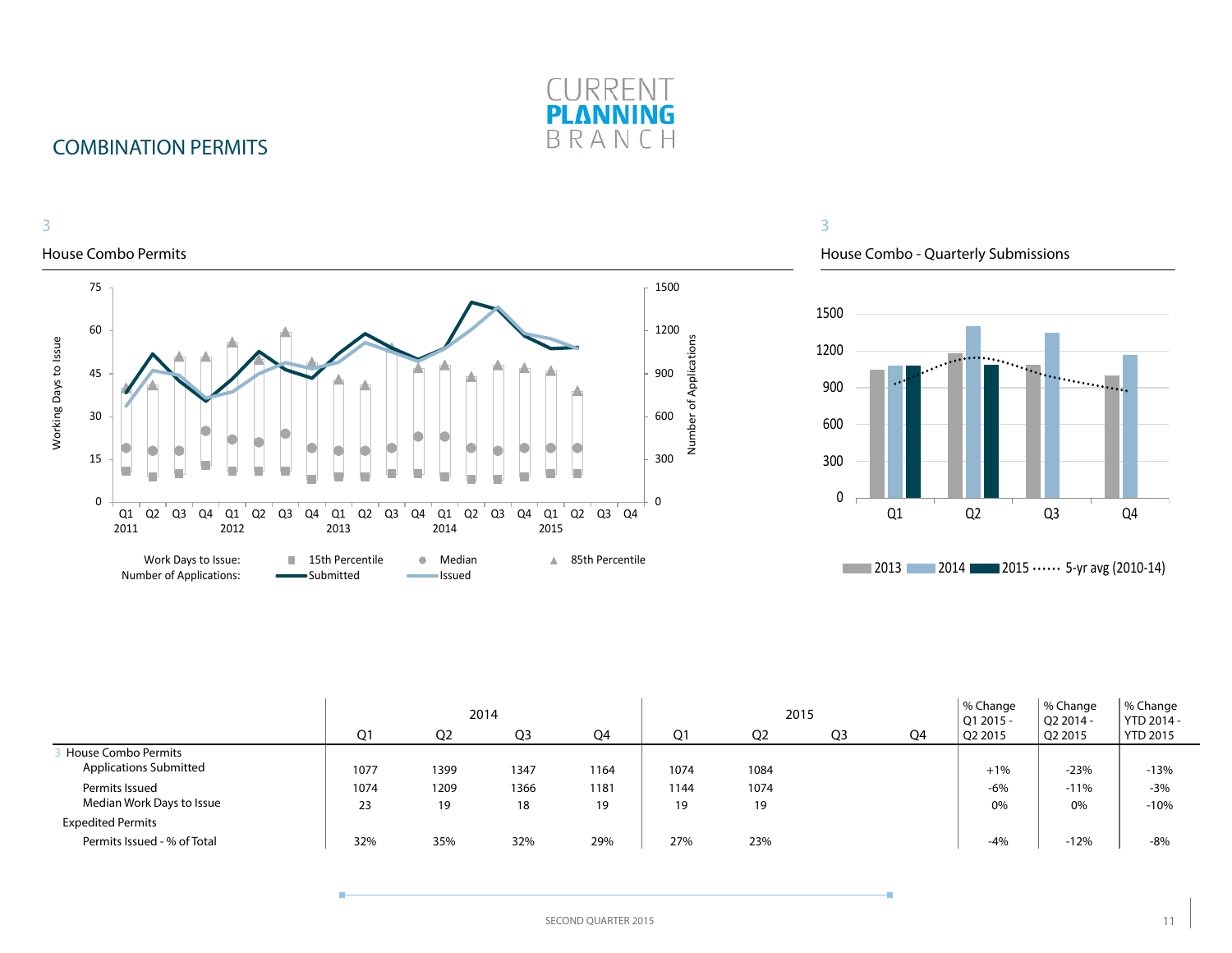# COMBINATION PERMITS

CURRENT PLANNING BRANCH

3

## House Combo Permits

Working Days to Issue (0–75) / Number of Applications (0–1500)

Q1 2011, Q2, Q3, Q4, Q1 2012, Q2, Q3, Q4, Q1 2013, Q2, Q3, Q4, Q1 2014, Q2, Q3, Q4, Q1 2015, Q2, Q3, Q4

Work Days to Issue: ■ 15th Percentile ● Median ▲ 85th Percentile

Number of Applications: Submitted, Issued

3

## House Combo - Quarterly Submissions

2013, 2014, 2015, 5-yr avg (2010-14)

| | 2014 | | | | 2015 | | | | % Change Q1 2015 - Q2 2015 | % Change Q2 2014 - Q2 2015 | % Change YTD 2014 - YTD 2015 |
|---|---|---|---|---|---|---|---|---|---|---|---|
| | Q1 | Q2 | Q3 | Q4 | Q1 | Q2 | Q3 | Q4 | | | |
| 3 House Combo Permits | | | | | | | | | | | |
| Applications Submitted | 1077 | 1399 | 1347 | 1164 | 1074 | 1084 | | | +1% | -23% | -13% |
| Permits Issued | 1074 | 1209 | 1366 | 1181 | 1144 | 1074 | | | -6% | -11% | -3% |
| Median Work Days to Issue | 23 | 19 | 18 | 19 | 19 | 19 | | | 0% | 0% | -10% |
| Expedited Permits | | | | | | | | | | | |
| Permits Issued - % of Total | 32% | 35% | 32% | 29% | 27% | 23% | | | -4% | -12% | -8% |

SECOND QUARTER 2015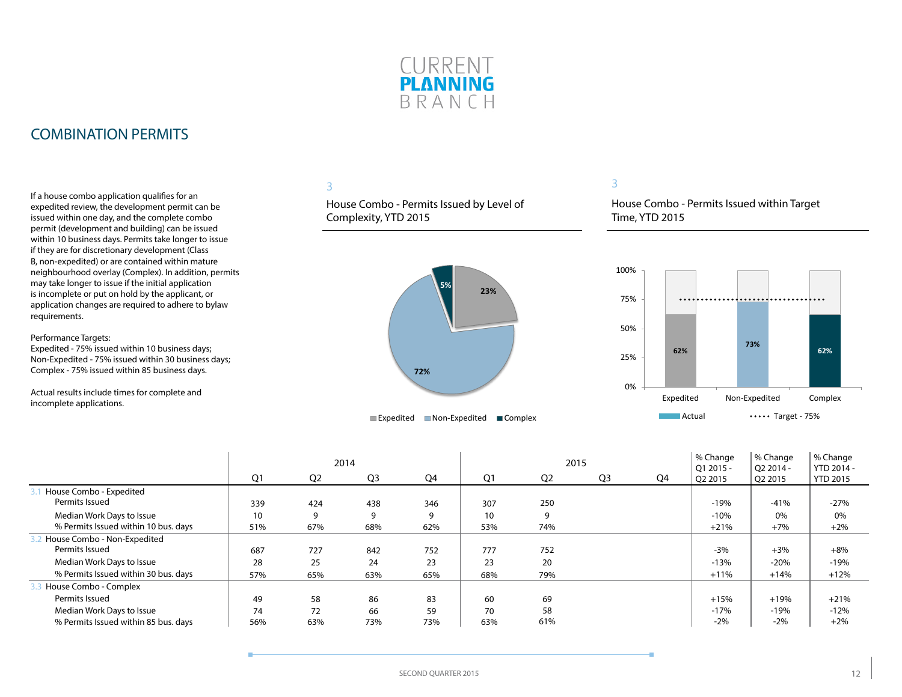# COMBINATION PERMITS

If a house combo application qualifies for an expedited review, the development permit can be issued within one day, and the complete combo permit (development and building) can be issued within 10 business days. Permits take longer to issue if they are for discretionary development (Class B, non-expedited) or are contained within mature neighbourhood overlay (Complex). In addition, permits may take longer to issue if the initial application is incomplete or put on hold by the applicant, or application changes are required to adhere to bylaw requirements.

Performance Targets:
Expedited - 75% issued within 10 business days;
Non-Expedited - 75% issued within 30 business days;
Complex - 75% issued within 85 business days.

Actual results include times for complete and incomplete applications.

3

House Combo - Permits Issued by Level of Complexity, YTD 2015

| Level | Share |
|---|---|
| Expedited | 23% |
| Non-Expedited | 72% |
| Complex | 5% |

3

House Combo - Permits Issued within Target Time, YTD 2015

| | Actual | Target |
|---|---|---|
| Expedited | 62% | 75% |
| Non-Expedited | 73% | 75% |
| Complex | 62% | 75% |

| | 2014 | | | | 2015 | | | | % Change Q1 2015 - Q2 2015 | % Change Q2 2014 - Q2 2015 | % Change YTD 2014 - YTD 2015 |
|---|---|---|---|---|---|---|---|---|---|---|---|
| | Q1 | Q2 | Q3 | Q4 | Q1 | Q2 | Q3 | Q4 | | | |
| 3.1 House Combo - Expedited | | | | | | | | | | | |
| Permits Issued | 339 | 424 | 438 | 346 | 307 | 250 | | | -19% | -41% | -27% |
| Median Work Days to Issue | 10 | 9 | 9 | 9 | 10 | 9 | | | -10% | 0% | 0% |
| % Permits Issued within 10 bus. days | 51% | 67% | 68% | 62% | 53% | 74% | | | +21% | +7% | +2% |
| 3.2 House Combo - Non-Expedited | | | | | | | | | | | |
| Permits Issued | 687 | 727 | 842 | 752 | 777 | 752 | | | -3% | +3% | +8% |
| Median Work Days to Issue | 28 | 25 | 24 | 23 | 23 | 20 | | | -13% | -20% | -19% |
| % Permits Issued within 30 bus. days | 57% | 65% | 63% | 65% | 68% | 79% | | | +11% | +14% | +12% |
| 3.3 House Combo - Complex | | | | | | | | | | | |
| Permits Issued | 49 | 58 | 86 | 83 | 60 | 69 | | | +15% | +19% | +21% |
| Median Work Days to Issue | 74 | 72 | 66 | 59 | 70 | 58 | | | -17% | -19% | -12% |
| % Permits Issued within 85 bus. days | 56% | 63% | 73% | 73% | 63% | 61% | | | -2% | -2% | +2% |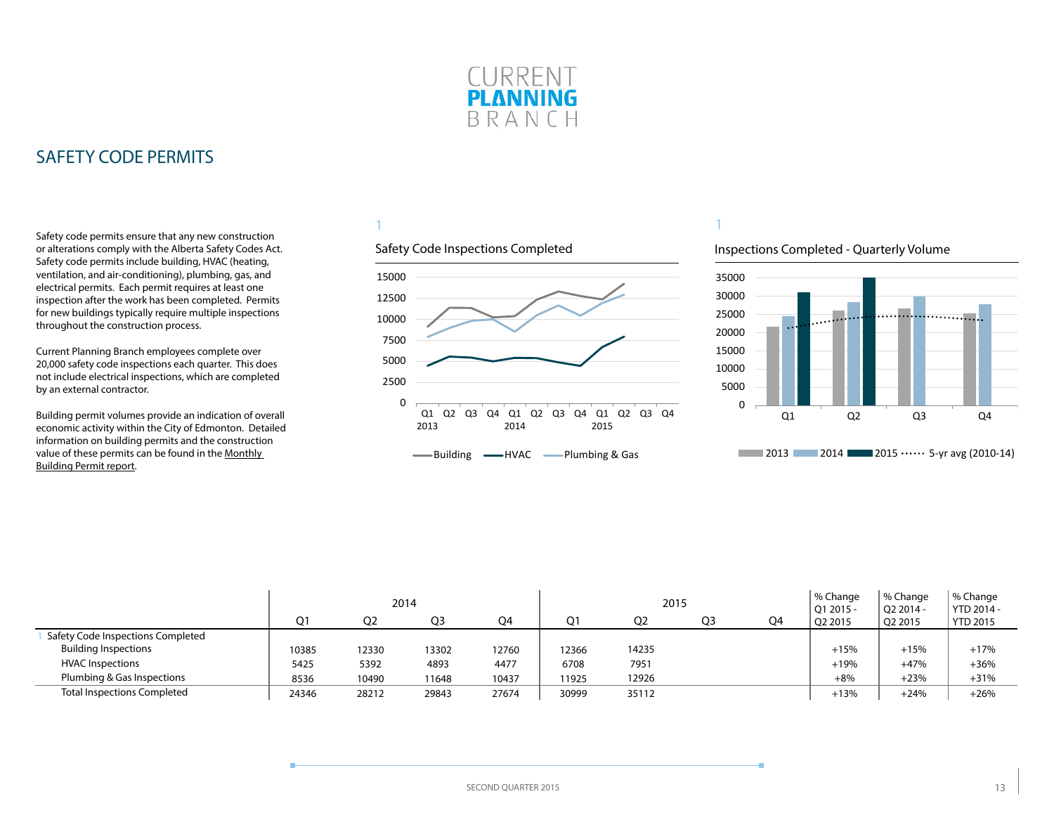# SAFETY CODE PERMITS

Safety code permits ensure that any new construction or alterations comply with the Alberta Safety Codes Act. Safety code permits include building, HVAC (heating, ventilation, and air-conditioning), plumbing, gas, and electrical permits. Each permit requires at least one inspection after the work has been completed. Permits for new buildings typically require multiple inspections throughout the construction process.

Current Planning Branch employees complete over 20,000 safety code inspections each quarter. This does not include electrical inspections, which are completed by an external contractor.

Building permit volumes provide an indication of overall economic activity within the City of Edmonton. Detailed information on building permits and the construction value of these permits can be found in the Monthly Building Permit report.

1

Safety Code Inspections Completed

1

Inspections Completed - Quarterly Volume

| | 2014 | | | | 2015 | | | | % Change Q1 2015 - Q2 2015 | % Change Q2 2014 - Q2 2015 | % Change YTD 2014 - YTD 2015 |
|---|---|---|---|---|---|---|---|---|---|---|---|
| | Q1 | Q2 | Q3 | Q4 | Q1 | Q2 | Q3 | Q4 | | | |
| [1] Safety Code Inspections Completed | | | | | | | | | | | |
| Building Inspections | 10385 | 12330 | 13302 | 12760 | 12366 | 14235 | | | +15% | +15% | +17% |
| HVAC Inspections | 5425 | 5392 | 4893 | 4477 | 6708 | 7951 | | | +19% | +47% | +36% |
| Plumbing & Gas Inspections | 8536 | 10490 | 11648 | 10437 | 11925 | 12926 | | | +8% | +23% | +31% |
| Total Inspections Completed | 24346 | 28212 | 29843 | 27674 | 30999 | 35112 | | | +13% | +24% | +26% |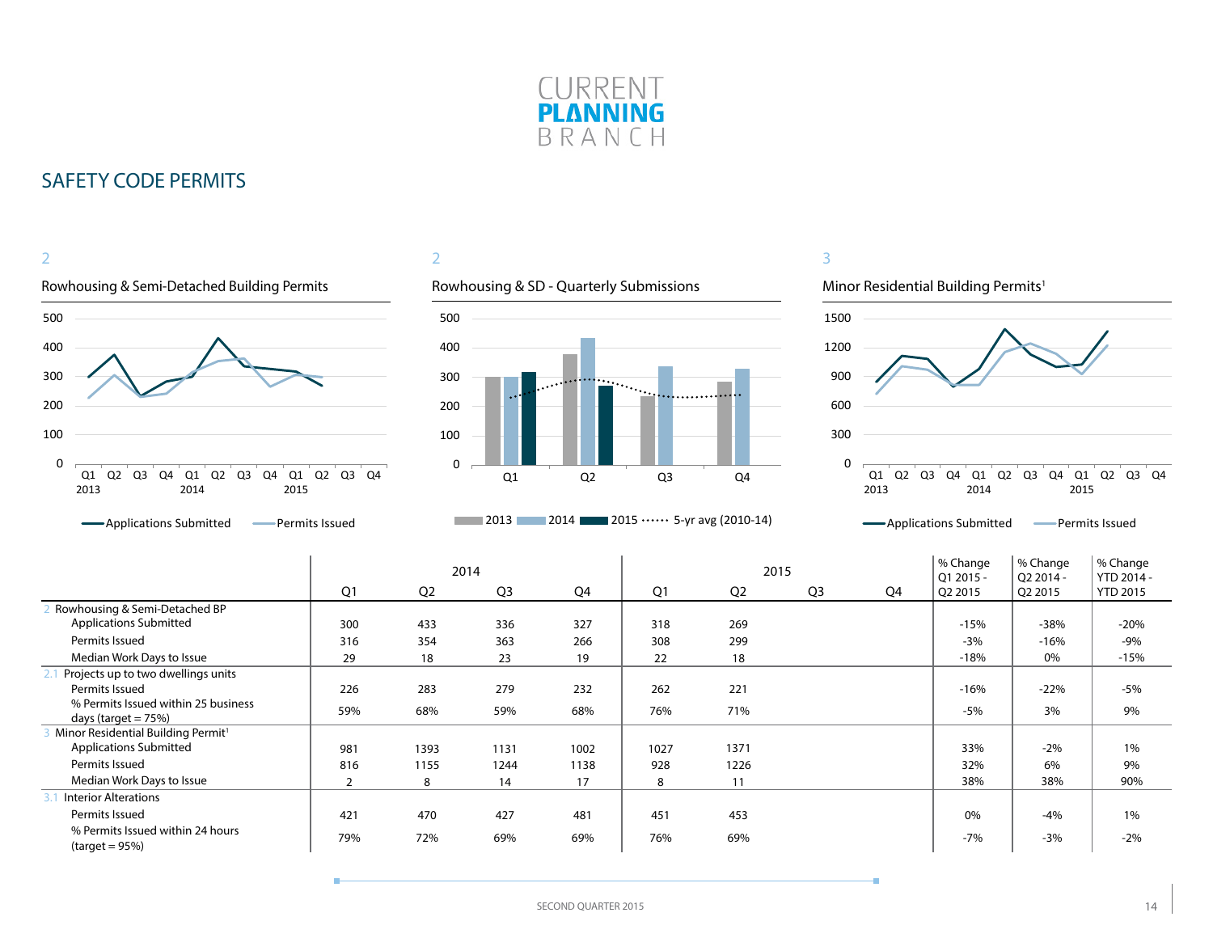CURRENT **PLANNING** BRANCH

## SAFETY CODE PERMITS

2

### Rowhousing & Semi-Detached Building Permits

2

### Rowhousing & SD - Quarterly Submissions

3

### Minor Residential Building Permits[1]

| | 2014 | | | | 2015 | | | | % Change Q1 2015 - Q2 2015 | % Change Q2 2014 - Q2 2015 | % Change YTD 2014 - YTD 2015 |
|---|---|---|---|---|---|---|---|---|---|---|---|
| | Q1 | Q2 | Q3 | Q4 | Q1 | Q2 | Q3 | Q4 | | | |
| 2 Rowhousing & Semi-Detached BP | | | | | | | | | | | |
| Applications Submitted | 300 | 433 | 336 | 327 | 318 | 269 | | | -15% | -38% | -20% |
| Permits Issued | 316 | 354 | 363 | 266 | 308 | 299 | | | -3% | -16% | -9% |
| Median Work Days to Issue | 29 | 18 | 23 | 19 | 22 | 18 | | | -18% | 0% | -15% |
| 2.1 Projects up to two dwellings units | | | | | | | | | | | |
| Permits Issued | 226 | 283 | 279 | 232 | 262 | 221 | | | -16% | -22% | -5% |
| % Permits Issued within 25 business days (target = 75%) | 59% | 68% | 59% | 68% | 76% | 71% | | | -5% | 3% | 9% |
| 3 Minor Residential Building Permit[1] | | | | | | | | | | | |
| Applications Submitted | 981 | 1393 | 1131 | 1002 | 1027 | 1371 | | | 33% | -2% | 1% |
| Permits Issued | 816 | 1155 | 1244 | 1138 | 928 | 1226 | | | 32% | 6% | 9% |
| Median Work Days to Issue | 2 | 8 | 14 | 17 | 8 | 11 | | | 38% | 38% | 90% |
| 3.1 Interior Alterations | | | | | | | | | | | |
| Permits Issued | 421 | 470 | 427 | 481 | 451 | 453 | | | 0% | -4% | 1% |
| % Permits Issued within 24 hours (target = 95%) | 79% | 72% | 69% | 69% | 76% | 69% | | | -7% | -3% | -2% |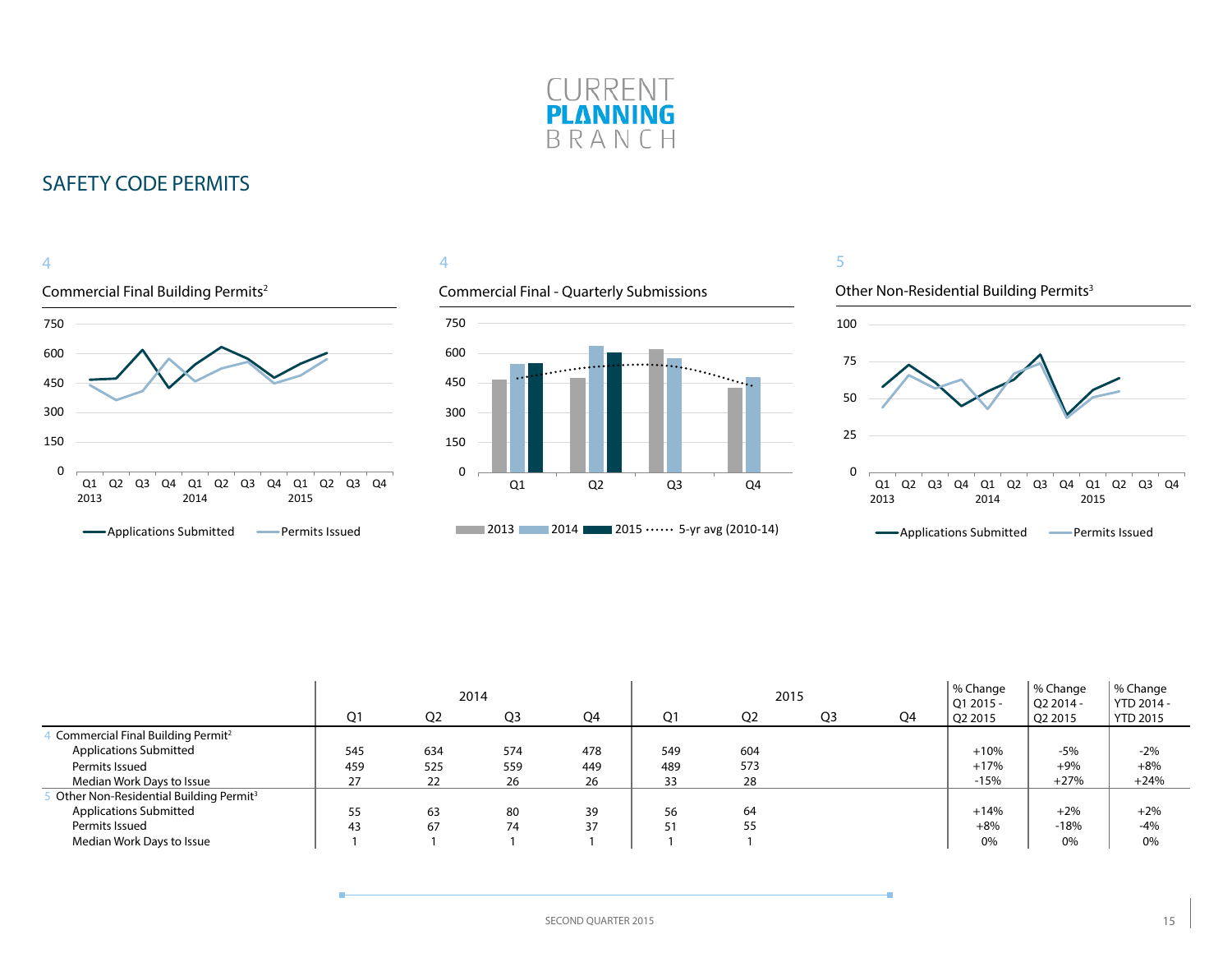# CURRENT PLANNING BRANCH

## SAFETY CODE PERMITS

4

### Commercial Final Building Permits[2]

750
600
450
300
150
0

Q1 Q2 Q3 Q4 Q1 Q2 Q3 Q4 Q1 Q2 Q3 Q4
2013 2014 2015

Applications Submitted — Permits Issued

4

### Commercial Final - Quarterly Submissions

750
600
450
300
150
0

Q1 Q2 Q3 Q4

2013 2014 2015 5-yr avg (2010-14)

5

### Other Non-Residential Building Permits[3]

100
75
50
25
0

Q1 Q2 Q3 Q4 Q1 Q2 Q3 Q4 Q1 Q2 Q3 Q4
2013 2014 2015

Applications Submitted — Permits Issued

| | 2014 | | | | 2015 | | | | % Change Q1 2015 - Q2 2015 | % Change Q2 2014 - Q2 2015 | % Change YTD 2014 - YTD 2015 |
|---|---|---|---|---|---|---|---|---|---|---|---|
| | Q1 | Q2 | Q3 | Q4 | Q1 | Q2 | Q3 | Q4 | | | |
| 4 Commercial Final Building Permit[2] | | | | | | | | | | | |
| Applications Submitted | 545 | 634 | 574 | 478 | 549 | 604 | | | +10% | -5% | -2% |
| Permits Issued | 459 | 525 | 559 | 449 | 489 | 573 | | | +17% | +9% | +8% |
| Median Work Days to Issue | 27 | 22 | 26 | 26 | 33 | 28 | | | -15% | +27% | +24% |
| 5 Other Non-Residential Building Permit[3] | | | | | | | | | | | |
| Applications Submitted | 55 | 63 | 80 | 39 | 56 | 64 | | | +14% | +2% | +2% |
| Permits Issued | 43 | 67 | 74 | 37 | 51 | 55 | | | +8% | -18% | -4% |
| Median Work Days to Issue | 1 | 1 | 1 | 1 | 1 | 1 | | | 0% | 0% | 0% |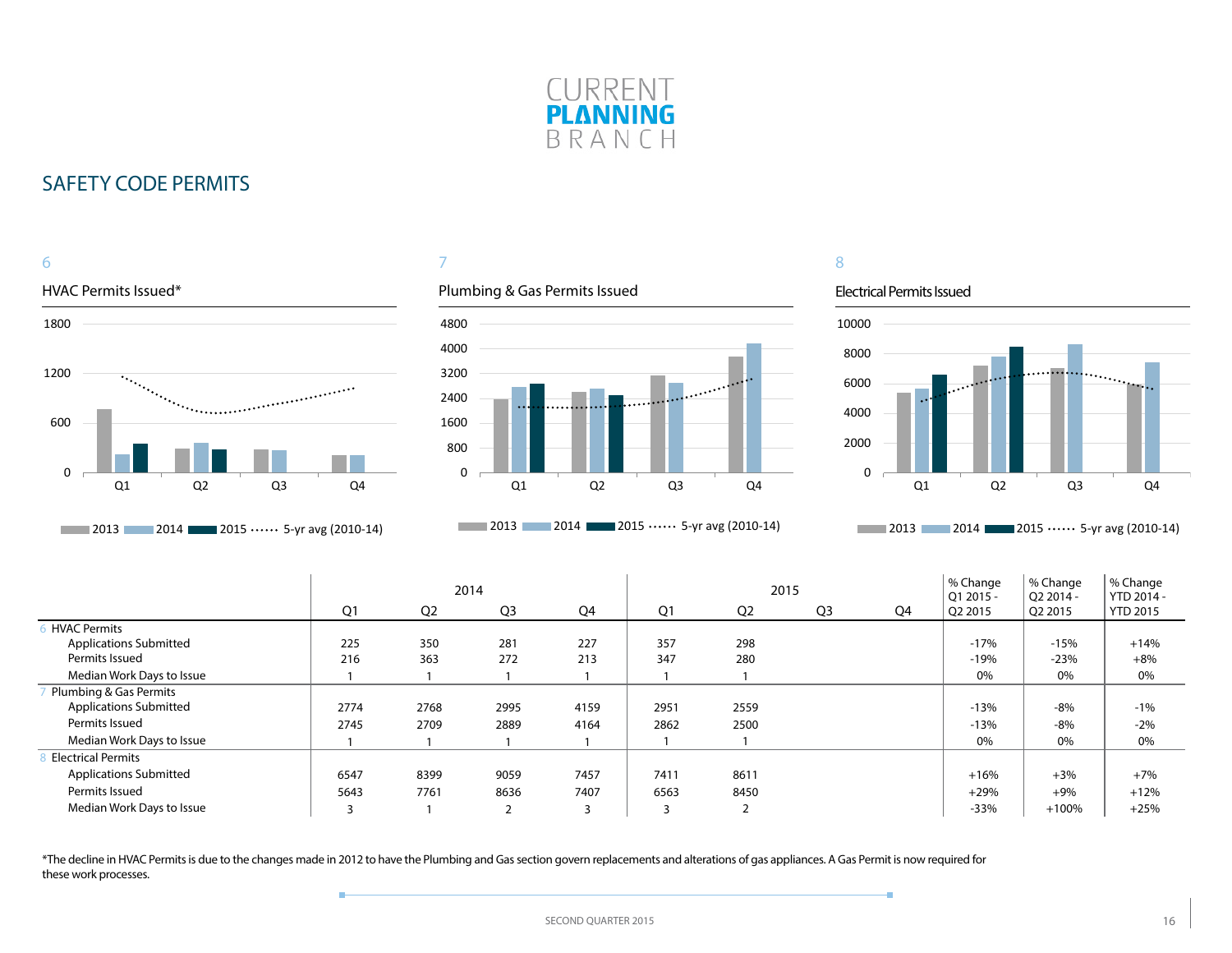# SAFETY CODE PERMITS

6

### HVAC Permits Issued*

7

### Plumbing & Gas Permits Issued

8

### Electrical Permits Issued

| | 2014 Q1 | 2014 Q2 | 2014 Q3 | 2014 Q4 | 2015 Q1 | 2015 Q2 | 2015 Q3 | 2015 Q4 | % Change Q1 2015 - Q2 2015 | % Change Q2 2014 - Q2 2015 | % Change YTD 2014 - YTD 2015 |
|---|---|---|---|---|---|---|---|---|---|---|---|
| **6 HVAC Permits** | | | | | | | | | | | |
| Applications Submitted | 225 | 350 | 281 | 227 | 357 | 298 | | | -17% | -15% | +14% |
| Permits Issued | 216 | 363 | 272 | 213 | 347 | 280 | | | -19% | -23% | +8% |
| Median Work Days to Issue | 1 | 1 | 1 | 1 | 1 | 1 | | | 0% | 0% | 0% |
| **7 Plumbing & Gas Permits** | | | | | | | | | | | |
| Applications Submitted | 2774 | 2768 | 2995 | 4159 | 2951 | 2559 | | | -13% | -8% | -1% |
| Permits Issued | 2745 | 2709 | 2889 | 4164 | 2862 | 2500 | | | -13% | -8% | -2% |
| Median Work Days to Issue | 1 | 1 | 1 | 1 | 1 | 1 | | | 0% | 0% | 0% |
| **8 Electrical Permits** | | | | | | | | | | | |
| Applications Submitted | 6547 | 8399 | 9059 | 7457 | 7411 | 8611 | | | +16% | +3% | +7% |
| Permits Issued | 5643 | 7761 | 8636 | 7407 | 6563 | 8450 | | | +29% | +9% | +12% |
| Median Work Days to Issue | 3 | 1 | 2 | 3 | 3 | 2 | | | -33% | +100% | +25% |

*The decline in HVAC Permits is due to the changes made in 2012 to have the Plumbing and Gas section govern replacements and alterations of gas appliances. A Gas Permit is now required for these work processes.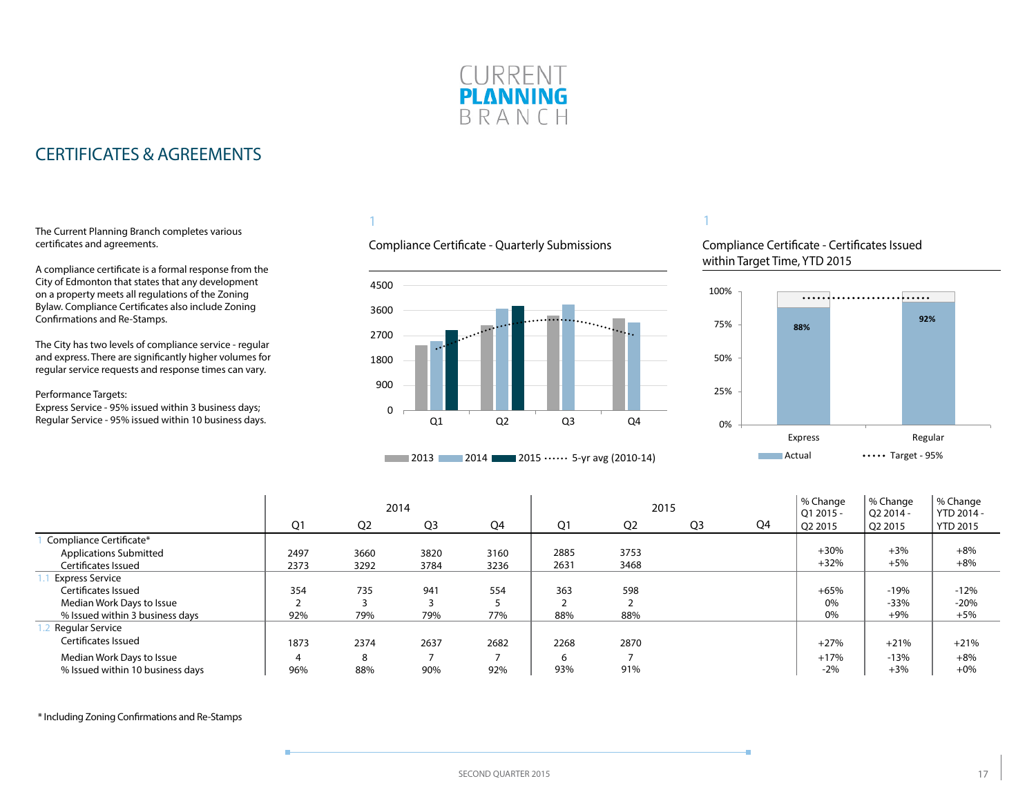CURRENT
**PLANNING**
BRANCH

## CERTIFICATES & AGREEMENTS

The Current Planning Branch completes various certificates and agreements.

A compliance certificate is a formal response from the City of Edmonton that states that any development on a property meets all regulations of the Zoning Bylaw. Compliance Certificates also include Zoning Confirmations and Re-Stamps.

The City has two levels of compliance service - regular and express. There are significantly higher volumes for regular service requests and response times can vary.

Performance Targets:
Express Service - 95% issued within 3 business days;
Regular Service - 95% issued within 10 business days.

1

Compliance Certificate - Quarterly Submissions

1

Compliance Certificate - Certificates Issued within Target Time, YTD 2015

| | 2014 | | | | 2015 | | | | % Change Q1 2015 - Q2 2015 | % Change Q2 2014 - Q2 2015 | % Change YTD 2014 - YTD 2015 |
|---|---|---|---|---|---|---|---|---|---|---|---|
| | Q1 | Q2 | Q3 | Q4 | Q1 | Q2 | Q3 | Q4 | | | |
| 1 Compliance Certificate* | | | | | | | | | | | |
| Applications Submitted | 2497 | 3660 | 3820 | 3160 | 2885 | 3753 | | | +30% | +3% | +8% |
| Certificates Issued | 2373 | 3292 | 3784 | 3236 | 2631 | 3468 | | | +32% | +5% | +8% |
| 1.1 Express Service | | | | | | | | | | | |
| Certificates Issued | 354 | 735 | 941 | 554 | 363 | 598 | | | +65% | -19% | -12% |
| Median Work Days to Issue | 2 | 3 | 3 | 5 | 2 | 2 | | | 0% | -33% | -20% |
| % Issued within 3 business days | 92% | 79% | 79% | 77% | 88% | 88% | | | 0% | +9% | +5% |
| 1.2 Regular Service | | | | | | | | | | | |
| Certificates Issued | 1873 | 2374 | 2637 | 2682 | 2268 | 2870 | | | +27% | +21% | +21% |
| Median Work Days to Issue | 4 | 8 | 7 | 7 | 6 | 7 | | | +17% | -13% | +8% |
| % Issued within 10 business days | 96% | 88% | 90% | 92% | 93% | 91% | | | -2% | +3% | +0% |

\* Including Zoning Confirmations and Re-Stamps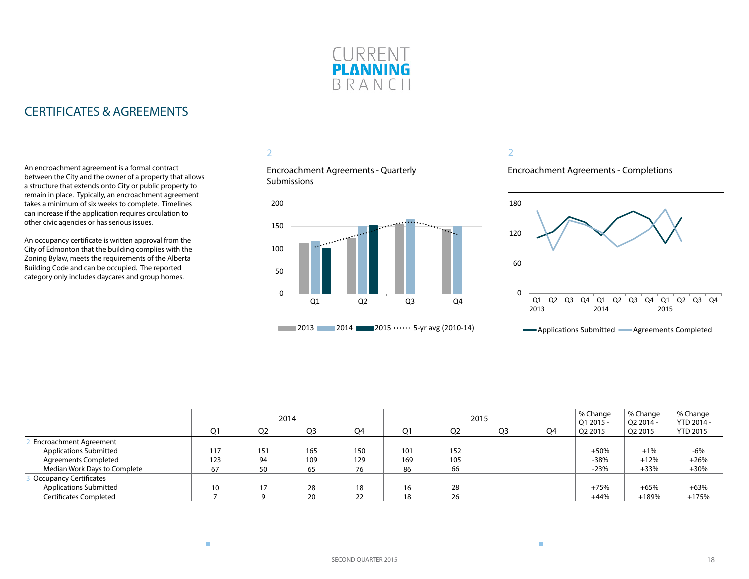# CURRENT PLANNING BRANCH

## CERTIFICATES & AGREEMENTS

An encroachment agreement is a formal contract between the City and the owner of a property that allows a structure that extends onto City or public property to remain in place. Typically, an encroachment agreement takes a minimum of six weeks to complete. Timelines can increase if the application requires circulation to other civic agencies or has serious issues.

An occupancy certificate is written approval from the City of Edmonton that the building complies with the Zoning Bylaw, meets the requirements of the Alberta Building Code and can be occupied. The reported category only includes daycares and group homes.

2

Encroachment Agreements - Quarterly Submissions

2013 | 2014 | 2015 | 5-yr avg (2010-14)

2

Encroachment Agreements - Completions

Applications Submitted | Agreements Completed

| | 2014 | | | | 2015 | | | | % Change Q1 2015 - Q2 2015 | % Change Q2 2014 - Q2 2015 | % Change YTD 2014 - YTD 2015 |
|---|---|---|---|---|---|---|---|---|---|---|---|
| | Q1 | Q2 | Q3 | Q4 | Q1 | Q2 | Q3 | Q4 | | | |
| 2 Encroachment Agreement | | | | | | | | | | | |
| Applications Submitted | 117 | 151 | 165 | 150 | 101 | 152 | | | +50% | +1% | -6% |
| Agreements Completed | 123 | 94 | 109 | 129 | 169 | 105 | | | -38% | +12% | +26% |
| Median Work Days to Complete | 67 | 50 | 65 | 76 | 86 | 66 | | | -23% | +33% | +30% |
| 3 Occupancy Certificates | | | | | | | | | | | |
| Applications Submitted | 10 | 17 | 28 | 18 | 16 | 28 | | | +75% | +65% | +63% |
| Certificates Completed | 7 | 9 | 20 | 22 | 18 | 26 | | | +44% | +189% | +175% |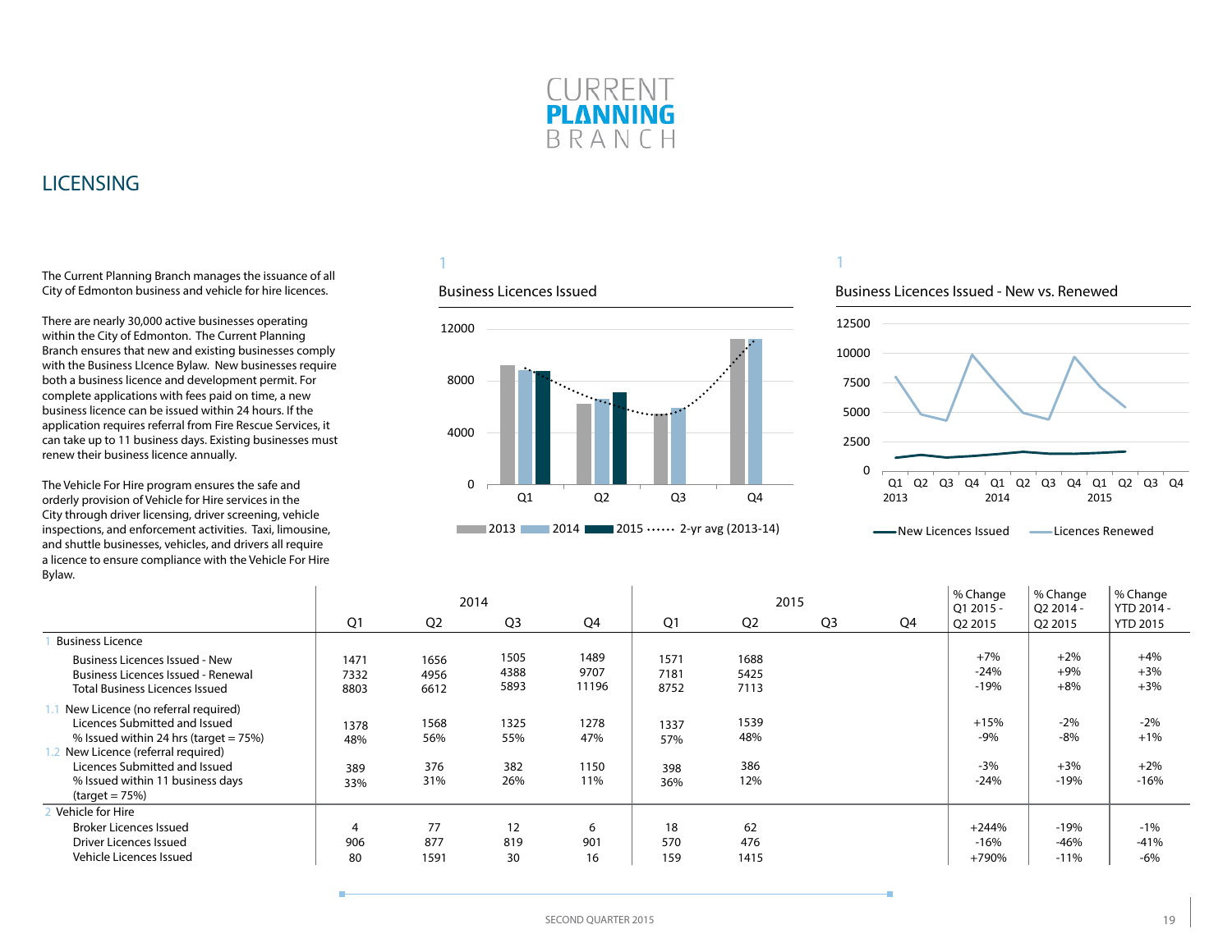CURRENT PLANNING BRANCH

## LICENSING

The Current Planning Branch manages the issuance of all City of Edmonton business and vehicle for hire licences.

There are nearly 30,000 active businesses operating within the City of Edmonton. The Current Planning Branch ensures that new and existing businesses comply with the Business LIcence Bylaw. New businesses require both a business licence and development permit. For complete applications with fees paid on time, a new business licence can be issued within 24 hours. If the application requires referral from Fire Rescue Services, it can take up to 11 business days. Existing businesses must renew their business licence annually.

The Vehicle For Hire program ensures the safe and orderly provision of Vehicle for Hire services in the City through driver licensing, driver screening, vehicle inspections, and enforcement activities. Taxi, limousine, and shuttle businesses, vehicles, and drivers all require a licence to ensure compliance with the Vehicle For Hire Bylaw.

1

Business Licences Issued

1

Business Licences Issued - New vs. Renewed

| | 2014 | | | | 2015 | | | | % Change Q1 2015 - Q2 2015 | % Change Q2 2014 - Q2 2015 | % Change YTD 2014 - YTD 2015 |
|---|---|---|---|---|---|---|---|---|---|---|---|
| | Q1 | Q2 | Q3 | Q4 | Q1 | Q2 | Q3 | Q4 | | | |
| 1 Business Licence | | | | | | | | | | | |
| Business Licences Issued - New | 1471 | 1656 | 1505 | 1489 | 1571 | 1688 | | | +7% | +2% | +4% |
| Business Licences Issued - Renewal | 7332 | 4956 | 4388 | 9707 | 7181 | 5425 | | | -24% | +9% | +3% |
| Total Business Licences Issued | 8803 | 6612 | 5893 | 11196 | 8752 | 7113 | | | -19% | +8% | +3% |
| 1.1 New Licence (no referral required) | | | | | | | | | | | |
| Licences Submitted and Issued | 1378 | 1568 | 1325 | 1278 | 1337 | 1539 | | | +15% | -2% | -2% |
| % Issued within 24 hrs (target = 75%) | 48% | 56% | 55% | 47% | 57% | 48% | | | -9% | -8% | +1% |
| 1.2 New Licence (referral required) | | | | | | | | | | | |
| Licences Submitted and Issued | 389 | 376 | 382 | 1150 | 398 | 386 | | | -3% | +3% | +2% |
| % Issued within 11 business days (target = 75%) | 33% | 31% | 26% | 11% | 36% | 12% | | | -24% | -19% | -16% |
| 2 Vehicle for Hire | | | | | | | | | | | |
| Broker Licences Issued | 4 | 77 | 12 | 6 | 18 | 62 | | | +244% | -19% | -1% |
| Driver Licences Issued | 906 | 877 | 819 | 901 | 570 | 476 | | | -16% | -46% | -41% |
| Vehicle Licences Issued | 80 | 1591 | 30 | 16 | 159 | 1415 | | | +790% | -11% | -6% |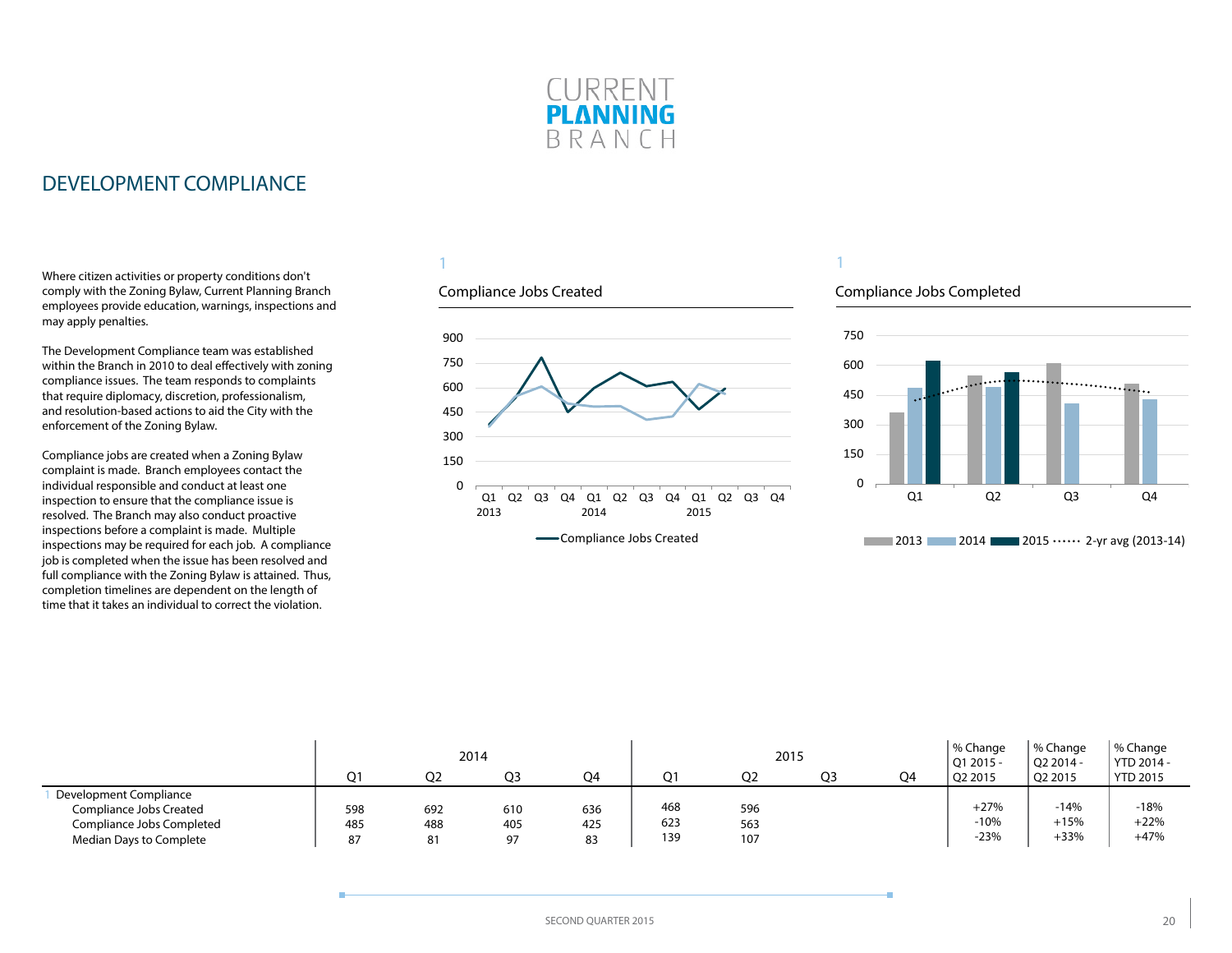CURRENT
**PLANNING**
BRANCH

## DEVELOPMENT COMPLIANCE

Where citizen activities or property conditions don't comply with the Zoning Bylaw, Current Planning Branch employees provide education, warnings, inspections and may apply penalties.

The Development Compliance team was established within the Branch in 2010 to deal effectively with zoning compliance issues. The team responds to complaints that require diplomacy, discretion, professionalism, and resolution-based actions to aid the City with the enforcement of the Zoning Bylaw.

Compliance jobs are created when a Zoning Bylaw complaint is made. Branch employees contact the individual responsible and conduct at least one inspection to ensure that the compliance issue is resolved. The Branch may also conduct proactive inspections before a complaint is made. Multiple inspections may be required for each job. A compliance job is completed when the issue has been resolved and full compliance with the Zoning Bylaw is attained. Thus, completion timelines are dependent on the length of time that it takes an individual to correct the violation.

1

### Compliance Jobs Created

(Chart: Compliance Jobs Created, Q1 2013 – Q4 2015; y-axis 0–900)

1

### Compliance Jobs Completed

(Chart: Compliance Jobs Completed by quarter Q1–Q4; 2013, 2014, 2015, 2-yr avg (2013-14); y-axis 0–750)

| | 2014 | | | | 2015 | | | | % Change Q1 2015 - Q2 2015 | % Change Q2 2014 - Q2 2015 | % Change YTD 2014 - YTD 2015 |
|---|---|---|---|---|---|---|---|---|---|---|---|
| | Q1 | Q2 | Q3 | Q4 | Q1 | Q2 | Q3 | Q4 | | | |
| 1 Development Compliance | | | | | | | | | | | |
| Compliance Jobs Created | 598 | 692 | 610 | 636 | 468 | 596 | | | +27% | -14% | -18% |
| Compliance Jobs Completed | 485 | 488 | 405 | 425 | 623 | 563 | | | -10% | +15% | +22% |
| Median Days to Complete | 87 | 81 | 97 | 83 | 139 | 107 | | | -23% | +33% | +47% |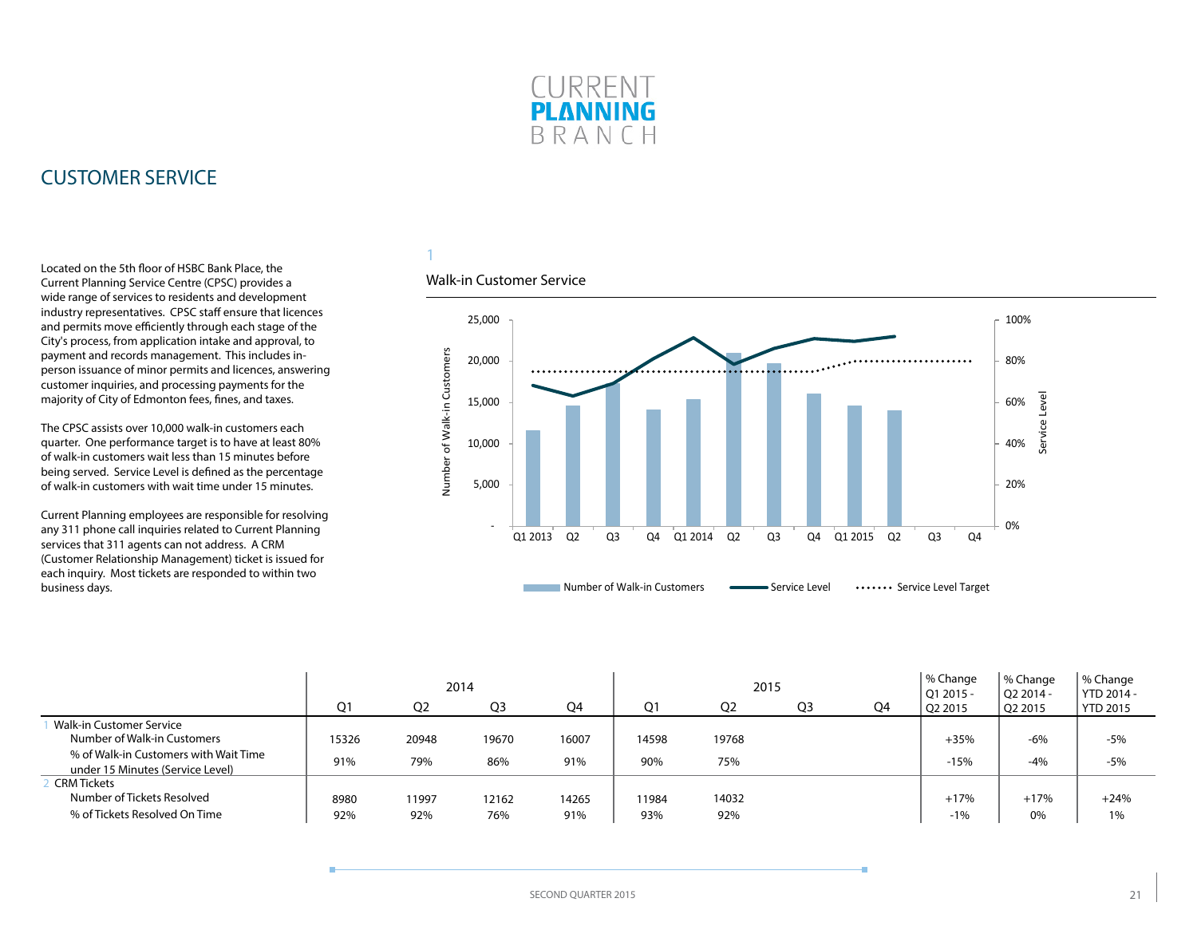# CURRENT PLANNING BRANCH

## CUSTOMER SERVICE

Located on the 5th floor of HSBC Bank Place, the Current Planning Service Centre (CPSC) provides a wide range of services to residents and development industry representatives. CPSC staff ensure that licences and permits move efficiently through each stage of the City's process, from application intake and approval, to payment and records management. This includes in-person issuance of minor permits and licences, answering customer inquiries, and processing payments for the majority of City of Edmonton fees, fines, and taxes.

The CPSC assists over 10,000 walk-in customers each quarter. One performance target is to have at least 80% of walk-in customers wait less than 15 minutes before being served. Service Level is defined as the percentage of walk-in customers with wait time under 15 minutes.

Current Planning employees are responsible for resolving any 311 phone call inquiries related to Current Planning services that 311 agents can not address. A CRM (Customer Relationship Management) ticket is issued for each inquiry. Most tickets are responded to within two business days.

1

### Walk-in Customer Service

Legend: Number of Walk-in Customers; Service Level; Service Level Target

| | 2014 | | | | 2015 | | | | % Change Q1 2015 - Q2 2015 | % Change Q2 2014 - Q2 2015 | % Change YTD 2014 - YTD 2015 |
|---|---|---|---|---|---|---|---|---|---|---|---|
| | Q1 | Q2 | Q3 | Q4 | Q1 | Q2 | Q3 | Q4 | | | |
| 1 Walk-in Customer Service | | | | | | | | | | | |
| Number of Walk-in Customers | 15326 | 20948 | 19670 | 16007 | 14598 | 19768 | | | +35% | -6% | -5% |
| % of Walk-in Customers with Wait Time under 15 Minutes (Service Level) | 91% | 79% | 86% | 91% | 90% | 75% | | | -15% | -4% | -5% |
| 2 CRM Tickets | | | | | | | | | | | |
| Number of Tickets Resolved | 8980 | 11997 | 12162 | 14265 | 11984 | 14032 | | | +17% | +17% | +24% |
| % of Tickets Resolved On Time | 92% | 92% | 76% | 91% | 93% | 92% | | | -1% | 0% | 1% |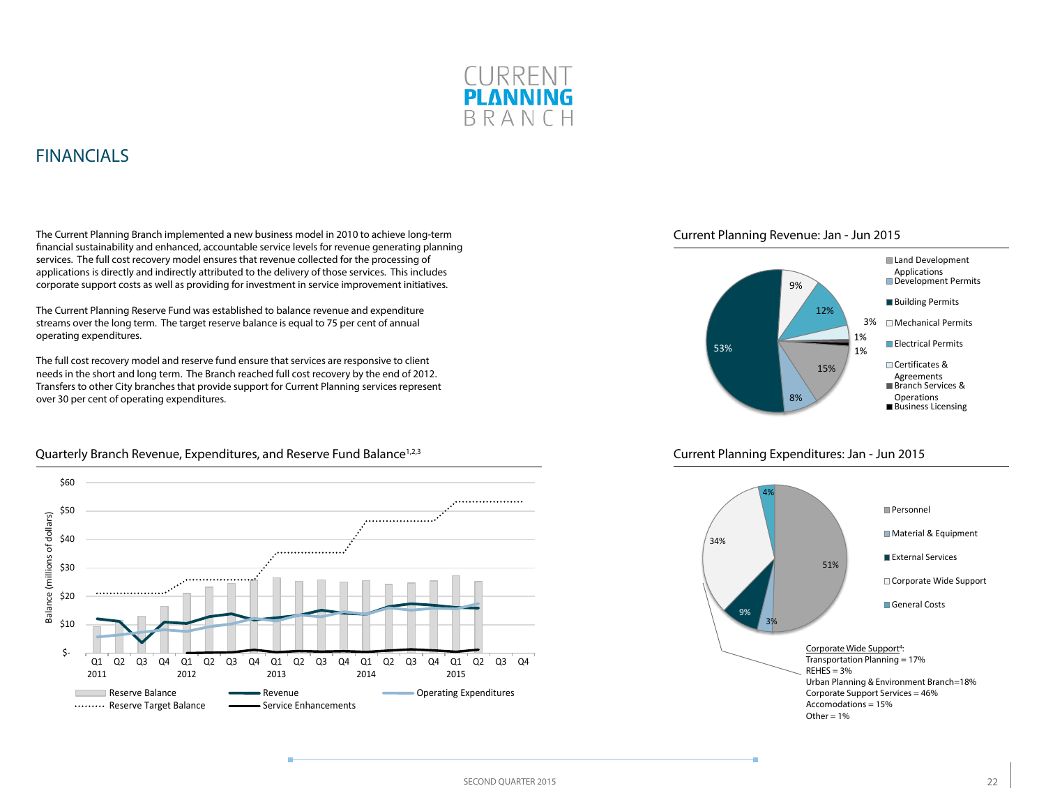# CURRENT PLANNING BRANCH

## FINANCIALS

The Current Planning Branch implemented a new business model in 2010 to achieve long-term financial sustainability and enhanced, accountable service levels for revenue generating planning services. The full cost recovery model ensures that revenue collected for the processing of applications is directly and indirectly attributed to the delivery of those services. This includes corporate support costs as well as providing for investment in service improvement initiatives.

The Current Planning Reserve Fund was established to balance revenue and expenditure streams over the long term. The target reserve balance is equal to 75 per cent of annual operating expenditures.

The full cost recovery model and reserve fund ensure that services are responsive to client needs in the short and long term. The Branch reached full cost recovery by the end of 2012. Transfers to other City branches that provide support for Current Planning services represent over 30 per cent of operating expenditures.

### Quarterly Branch Revenue, Expenditures, and Reserve Fund Balance[1,2,3]

Balance (millions of dollars): $-, $10, $20, $30, $40, $50, $60

Q1 2011, Q2, Q3, Q4, Q1 2012, Q2, Q3, Q4, Q1 2013, Q2, Q3, Q4, Q1 2014, Q2, Q3, Q4, Q1 2015, Q2, Q3, Q4

Reserve Balance — Revenue — Operating Expenditures — Reserve Target Balance — Service Enhancements

### Current Planning Revenue: Jan - Jun 2015

| Category | Share |
|---|---|
| Land Development Applications | 15% |
| Development Permits | 8% |
| Building Permits | 53% |
| Mechanical Permits | 9% |
| Electrical Permits | 12% |
| Certificates & Agreements | 3% |
| Branch Services & Operations | 1% |
| Business Licensing | 1% |

### Current Planning Expenditures: Jan - Jun 2015

| Category | Share |
|---|---|
| Personnel | 51% |
| Material & Equipment | 3% |
| External Services | 9% |
| Corporate Wide Support | 34% |
| General Costs | 4% |

Corporate Wide Support[4]:
Transportation Planning = 17%
REHES = 3%
Urban Planning & Environment Branch=18%
Corporate Support Services = 46%
Accomodations = 15%
Other = 1%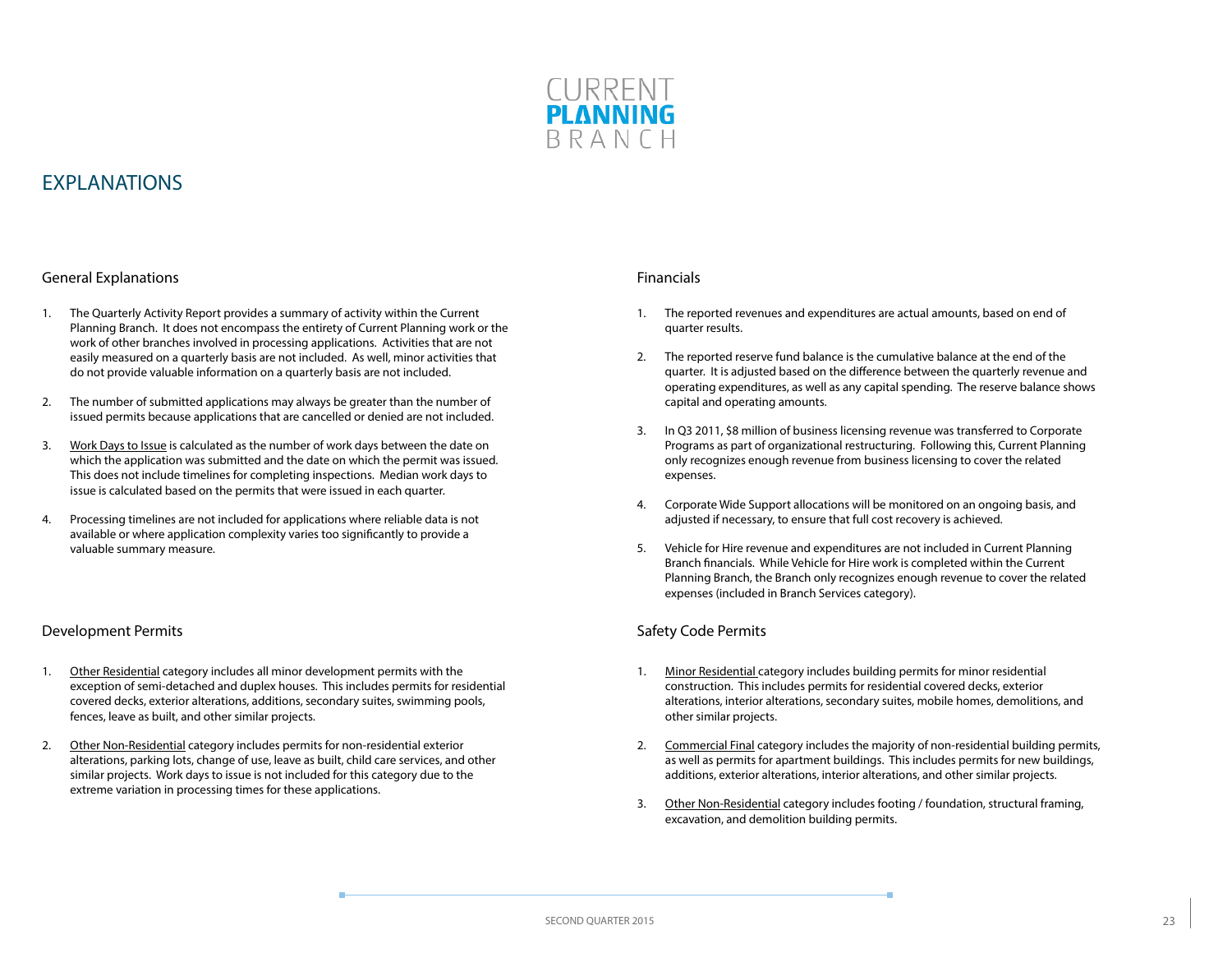# EXPLANATIONS

## General Explanations

1. The Quarterly Activity Report provides a summary of activity within the Current Planning Branch. It does not encompass the entirety of Current Planning work or the work of other branches involved in processing applications. Activities that are not easily measured on a quarterly basis are not included. As well, minor activities that do not provide valuable information on a quarterly basis are not included.

2. The number of submitted applications may always be greater than the number of issued permits because applications that are cancelled or denied are not included.

3. Work Days to Issue is calculated as the number of work days between the date on which the application was submitted and the date on which the permit was issued. This does not include timelines for completing inspections. Median work days to issue is calculated based on the permits that were issued in each quarter.

4. Processing timelines are not included for applications where reliable data is not available or where application complexity varies too significantly to provide a valuable summary measure.

## Development Permits

1. Other Residential category includes all minor development permits with the exception of semi-detached and duplex houses. This includes permits for residential covered decks, exterior alterations, additions, secondary suites, swimming pools, fences, leave as built, and other similar projects.

2. Other Non-Residential category includes permits for non-residential exterior alterations, parking lots, change of use, leave as built, child care services, and other similar projects. Work days to issue is not included for this category due to the extreme variation in processing times for these applications.

## Financials

1. The reported revenues and expenditures are actual amounts, based on end of quarter results.

2. The reported reserve fund balance is the cumulative balance at the end of the quarter. It is adjusted based on the difference between the quarterly revenue and operating expenditures, as well as any capital spending. The reserve balance shows capital and operating amounts.

3. In Q3 2011, $8 million of business licensing revenue was transferred to Corporate Programs as part of organizational restructuring. Following this, Current Planning only recognizes enough revenue from business licensing to cover the related expenses.

4. Corporate Wide Support allocations will be monitored on an ongoing basis, and adjusted if necessary, to ensure that full cost recovery is achieved.

5. Vehicle for Hire revenue and expenditures are not included in Current Planning Branch financials. While Vehicle for Hire work is completed within the Current Planning Branch, the Branch only recognizes enough revenue to cover the related expenses (included in Branch Services category).

## Safety Code Permits

1. Minor Residential category includes building permits for minor residential construction. This includes permits for residential covered decks, exterior alterations, interior alterations, secondary suites, mobile homes, demolitions, and other similar projects.

2. Commercial Final category includes the majority of non-residential building permits, as well as permits for apartment buildings. This includes permits for new buildings, additions, exterior alterations, interior alterations, and other similar projects.

3. Other Non-Residential category includes footing / foundation, structural framing, excavation, and demolition building permits.